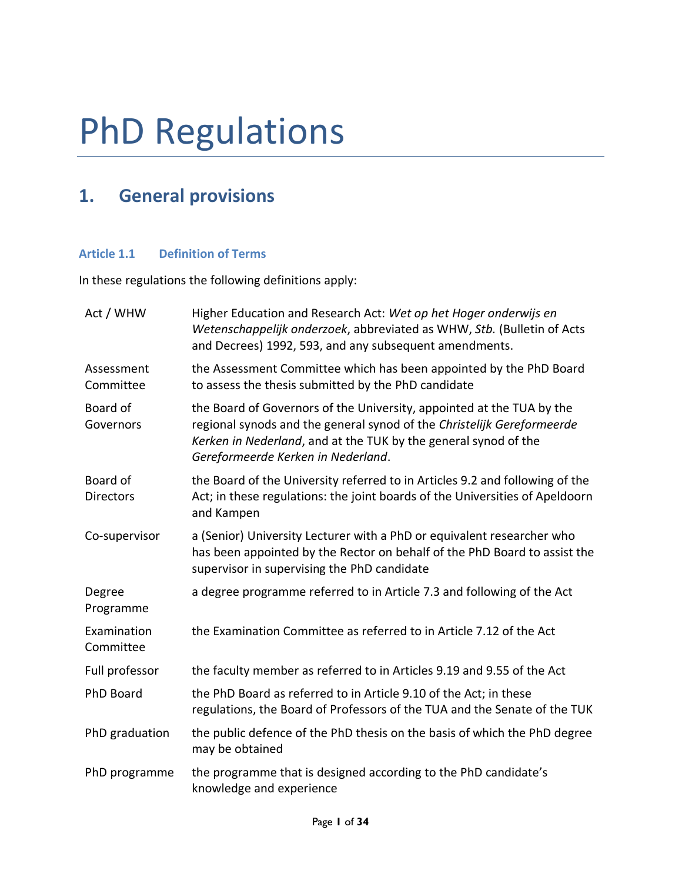# PhD Regulations

## 1. General provisions

### Article 1.1 Definition of Terms

In these regulations the following definitions apply:

| | |
|---|---|
| Act / WHW | Higher Education and Research Act: *Wet op het Hoger onderwijs en Wetenschappelijk onderzoek*, abbreviated as WHW, *Stb.* (Bulletin of Acts and Decrees) 1992, 593, and any subsequent amendments. |
| Assessment Committee | the Assessment Committee which has been appointed by the PhD Board to assess the thesis submitted by the PhD candidate |
| Board of Governors | the Board of Governors of the University, appointed at the TUA by the regional synods and the general synod of the *Christelijk Gereformeerde Kerken in Nederland*, and at the TUK by the general synod of the *Gereformeerde Kerken in Nederland*. |
| Board of Directors | the Board of the University referred to in Articles 9.2 and following of the Act; in these regulations: the joint boards of the Universities of Apeldoorn and Kampen |
| Co-supervisor | a (Senior) University Lecturer with a PhD or equivalent researcher who has been appointed by the Rector on behalf of the PhD Board to assist the supervisor in supervising the PhD candidate |
| Degree Programme | a degree programme referred to in Article 7.3 and following of the Act |
| Examination Committee | the Examination Committee as referred to in Article 7.12 of the Act |
| Full professor | the faculty member as referred to in Articles 9.19 and 9.55 of the Act |
| PhD Board | the PhD Board as referred to in Article 9.10 of the Act; in these regulations, the Board of Professors of the TUA and the Senate of the TUK |
| PhD graduation | the public defence of the PhD thesis on the basis of which the PhD degree may be obtained |
| PhD programme | the programme that is designed according to the PhD candidate's knowledge and experience |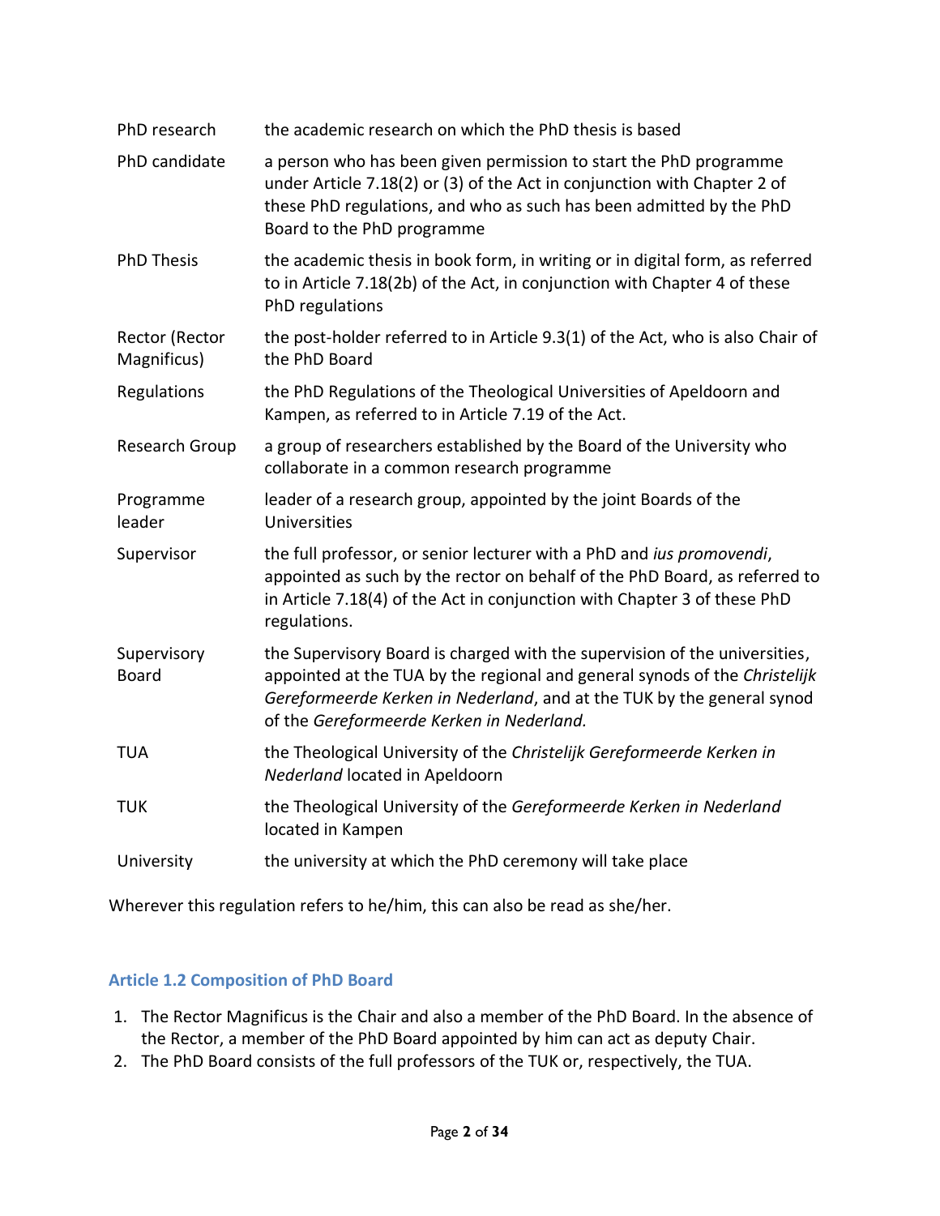| | |
|---|---|
| PhD research | the academic research on which the PhD thesis is based |
| PhD candidate | a person who has been given permission to start the PhD programme under Article 7.18(2) or (3) of the Act in conjunction with Chapter 2 of these PhD regulations, and who as such has been admitted by the PhD Board to the PhD programme |
| PhD Thesis | the academic thesis in book form, in writing or in digital form, as referred to in Article 7.18(2b) of the Act, in conjunction with Chapter 4 of these PhD regulations |
| Rector (Rector Magnificus) | the post-holder referred to in Article 9.3(1) of the Act, who is also Chair of the PhD Board |
| Regulations | the PhD Regulations of the Theological Universities of Apeldoorn and Kampen, as referred to in Article 7.19 of the Act. |
| Research Group | a group of researchers established by the Board of the University who collaborate in a common research programme |
| Programme leader | leader of a research group, appointed by the joint Boards of the Universities |
| Supervisor | the full professor, or senior lecturer with a PhD and *ius promovendi*, appointed as such by the rector on behalf of the PhD Board, as referred to in Article 7.18(4) of the Act in conjunction with Chapter 3 of these PhD regulations. |
| Supervisory Board | the Supervisory Board is charged with the supervision of the universities, appointed at the TUA by the regional and general synods of the *Christelijk Gereformeerde Kerken in Nederland*, and at the TUK by the general synod of the *Gereformeerde Kerken in Nederland.* |
| TUA | the Theological University of the *Christelijk Gereformeerde Kerken in Nederland* located in Apeldoorn |
| TUK | the Theological University of the *Gereformeerde Kerken in Nederland* located in Kampen |
| University | the university at which the PhD ceremony will take place |

Wherever this regulation refers to he/him, this can also be read as she/her.

### Article 1.2 Composition of PhD Board

1. The Rector Magnificus is the Chair and also a member of the PhD Board. In the absence of the Rector, a member of the PhD Board appointed by him can act as deputy Chair.
2. The PhD Board consists of the full professors of the TUK or, respectively, the TUA.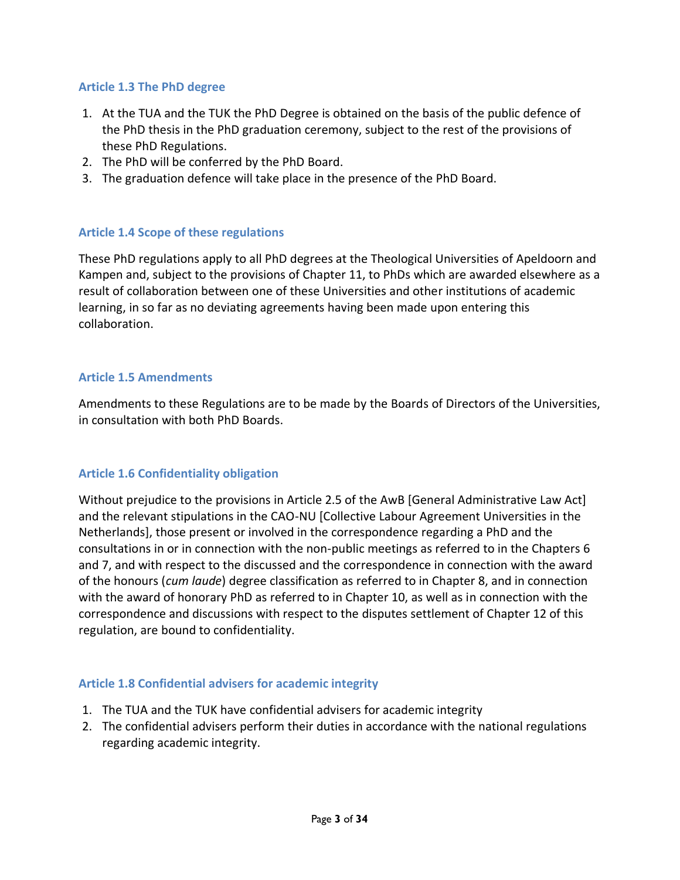### Article 1.3 The PhD degree

1. At the TUA and the TUK the PhD Degree is obtained on the basis of the public defence of the PhD thesis in the PhD graduation ceremony, subject to the rest of the provisions of these PhD Regulations.
2. The PhD will be conferred by the PhD Board.
3. The graduation defence will take place in the presence of the PhD Board.

### Article 1.4 Scope of these regulations

These PhD regulations apply to all PhD degrees at the Theological Universities of Apeldoorn and Kampen and, subject to the provisions of Chapter 11, to PhDs which are awarded elsewhere as a result of collaboration between one of these Universities and other institutions of academic learning, in so far as no deviating agreements having been made upon entering this collaboration.

### Article 1.5 Amendments

Amendments to these Regulations are to be made by the Boards of Directors of the Universities, in consultation with both PhD Boards.

### Article 1.6 Confidentiality obligation

Without prejudice to the provisions in Article 2.5 of the AwB [General Administrative Law Act] and the relevant stipulations in the CAO-NU [Collective Labour Agreement Universities in the Netherlands], those present or involved in the correspondence regarding a PhD and the consultations in or in connection with the non-public meetings as referred to in the Chapters 6 and 7, and with respect to the discussed and the correspondence in connection with the award of the honours (*cum laude*) degree classification as referred to in Chapter 8, and in connection with the award of honorary PhD as referred to in Chapter 10, as well as in connection with the correspondence and discussions with respect to the disputes settlement of Chapter 12 of this regulation, are bound to confidentiality.

### Article 1.8 Confidential advisers for academic integrity

1. The TUA and the TUK have confidential advisers for academic integrity
2. The confidential advisers perform their duties in accordance with the national regulations regarding academic integrity.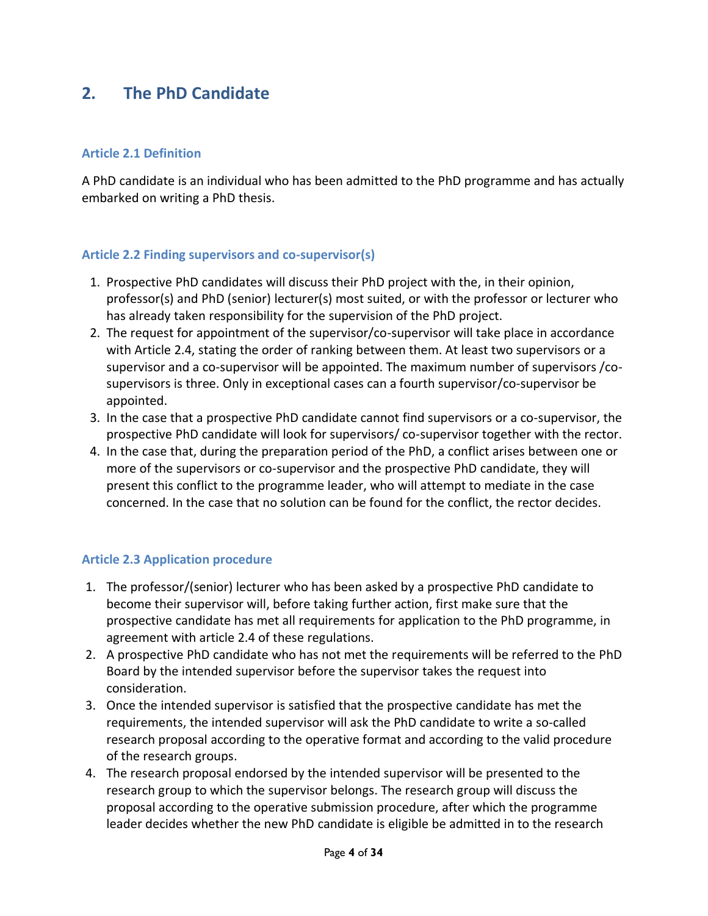## 2. The PhD Candidate

### Article 2.1 Definition

A PhD candidate is an individual who has been admitted to the PhD programme and has actually embarked on writing a PhD thesis.

### Article 2.2 Finding supervisors and co-supervisor(s)

1. Prospective PhD candidates will discuss their PhD project with the, in their opinion, professor(s) and PhD (senior) lecturer(s) most suited, or with the professor or lecturer who has already taken responsibility for the supervision of the PhD project.
2. The request for appointment of the supervisor/co-supervisor will take place in accordance with Article 2.4, stating the order of ranking between them. At least two supervisors or a supervisor and a co-supervisor will be appointed. The maximum number of supervisors /co-supervisors is three. Only in exceptional cases can a fourth supervisor/co-supervisor be appointed.
3. In the case that a prospective PhD candidate cannot find supervisors or a co-supervisor, the prospective PhD candidate will look for supervisors/ co-supervisor together with the rector.
4. In the case that, during the preparation period of the PhD, a conflict arises between one or more of the supervisors or co-supervisor and the prospective PhD candidate, they will present this conflict to the programme leader, who will attempt to mediate in the case concerned. In the case that no solution can be found for the conflict, the rector decides.

### Article 2.3 Application procedure

1. The professor/(senior) lecturer who has been asked by a prospective PhD candidate to become their supervisor will, before taking further action, first make sure that the prospective candidate has met all requirements for application to the PhD programme, in agreement with article 2.4 of these regulations.
2. A prospective PhD candidate who has not met the requirements will be referred to the PhD Board by the intended supervisor before the supervisor takes the request into consideration.
3. Once the intended supervisor is satisfied that the prospective candidate has met the requirements, the intended supervisor will ask the PhD candidate to write a so-called research proposal according to the operative format and according to the valid procedure of the research groups.
4. The research proposal endorsed by the intended supervisor will be presented to the research group to which the supervisor belongs. The research group will discuss the proposal according to the operative submission procedure, after which the programme leader decides whether the new PhD candidate is eligible be admitted in to the research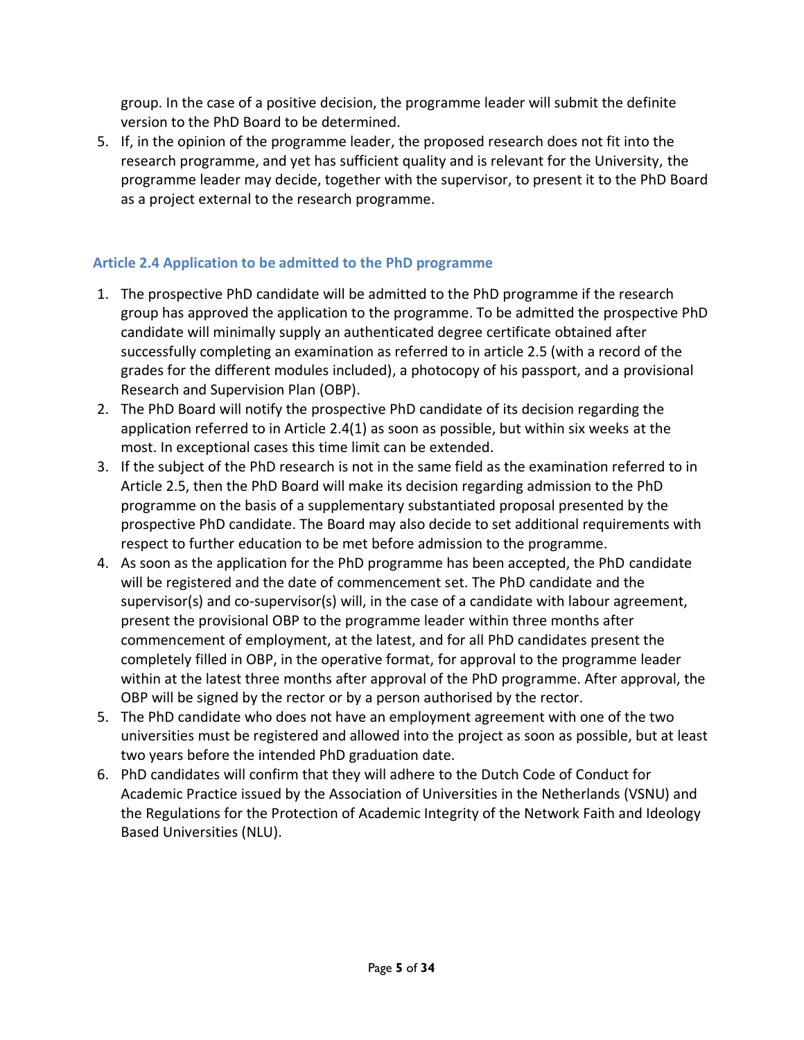group. In the case of a positive decision, the programme leader will submit the definite version to the PhD Board to be determined.

5. If, in the opinion of the programme leader, the proposed research does not fit into the research programme, and yet has sufficient quality and is relevant for the University, the programme leader may decide, together with the supervisor, to present it to the PhD Board as a project external to the research programme.

### Article 2.4 Application to be admitted to the PhD programme

1. The prospective PhD candidate will be admitted to the PhD programme if the research group has approved the application to the programme. To be admitted the prospective PhD candidate will minimally supply an authenticated degree certificate obtained after successfully completing an examination as referred to in article 2.5 (with a record of the grades for the different modules included), a photocopy of his passport, and a provisional Research and Supervision Plan (OBP).
2. The PhD Board will notify the prospective PhD candidate of its decision regarding the application referred to in Article 2.4(1) as soon as possible, but within six weeks at the most. In exceptional cases this time limit can be extended.
3. If the subject of the PhD research is not in the same field as the examination referred to in Article 2.5, then the PhD Board will make its decision regarding admission to the PhD programme on the basis of a supplementary substantiated proposal presented by the prospective PhD candidate. The Board may also decide to set additional requirements with respect to further education to be met before admission to the programme.
4. As soon as the application for the PhD programme has been accepted, the PhD candidate will be registered and the date of commencement set. The PhD candidate and the supervisor(s) and co-supervisor(s) will, in the case of a candidate with labour agreement, present the provisional OBP to the programme leader within three months after commencement of employment, at the latest, and for all PhD candidates present the completely filled in OBP, in the operative format, for approval to the programme leader within at the latest three months after approval of the PhD programme. After approval, the OBP will be signed by the rector or by a person authorised by the rector.
5. The PhD candidate who does not have an employment agreement with one of the two universities must be registered and allowed into the project as soon as possible, but at least two years before the intended PhD graduation date.
6. PhD candidates will confirm that they will adhere to the Dutch Code of Conduct for Academic Practice issued by the Association of Universities in the Netherlands (VSNU) and the Regulations for the Protection of Academic Integrity of the Network Faith and Ideology Based Universities (NLU).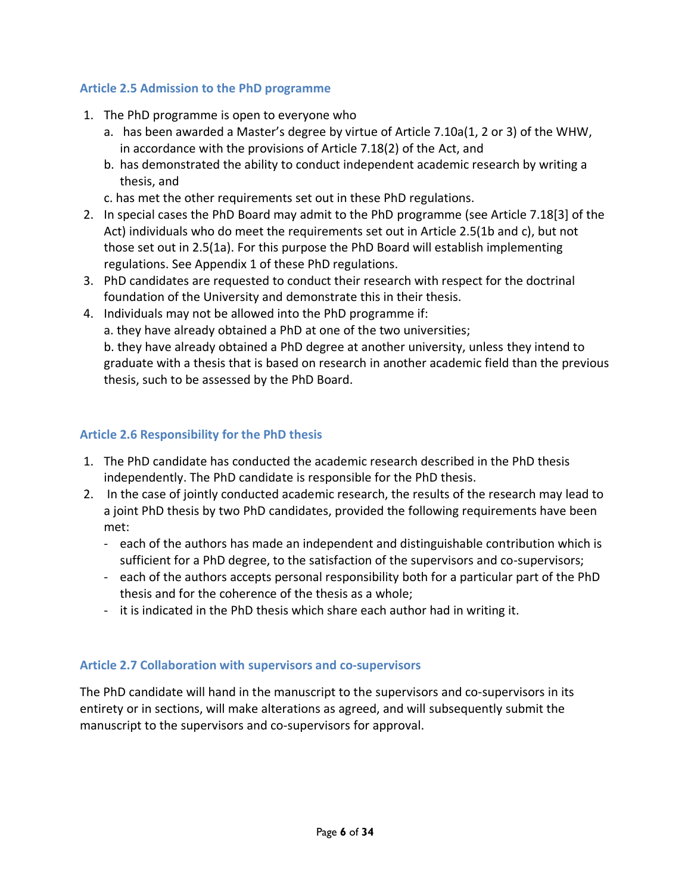### Article 2.5 Admission to the PhD programme

1. The PhD programme is open to everyone who
   a. has been awarded a Master's degree by virtue of Article 7.10a(1, 2 or 3) of the WHW, in accordance with the provisions of Article 7.18(2) of the Act, and
   b. has demonstrated the ability to conduct independent academic research by writing a thesis, and
   c. has met the other requirements set out in these PhD regulations.
2. In special cases the PhD Board may admit to the PhD programme (see Article 7.18[3] of the Act) individuals who do meet the requirements set out in Article 2.5(1b and c), but not those set out in 2.5(1a). For this purpose the PhD Board will establish implementing regulations. See Appendix 1 of these PhD regulations.
3. PhD candidates are requested to conduct their research with respect for the doctrinal foundation of the University and demonstrate this in their thesis.
4. Individuals may not be allowed into the PhD programme if:
   a. they have already obtained a PhD at one of the two universities;
   b. they have already obtained a PhD degree at another university, unless they intend to graduate with a thesis that is based on research in another academic field than the previous thesis, such to be assessed by the PhD Board.

### Article 2.6 Responsibility for the PhD thesis

1. The PhD candidate has conducted the academic research described in the PhD thesis independently. The PhD candidate is responsible for the PhD thesis.
2. In the case of jointly conducted academic research, the results of the research may lead to a joint PhD thesis by two PhD candidates, provided the following requirements have been met:
   - each of the authors has made an independent and distinguishable contribution which is sufficient for a PhD degree, to the satisfaction of the supervisors and co-supervisors;
   - each of the authors accepts personal responsibility both for a particular part of the PhD thesis and for the coherence of the thesis as a whole;
   - it is indicated in the PhD thesis which share each author had in writing it.

### Article 2.7 Collaboration with supervisors and co-supervisors

The PhD candidate will hand in the manuscript to the supervisors and co-supervisors in its entirety or in sections, will make alterations as agreed, and will subsequently submit the manuscript to the supervisors and co-supervisors for approval.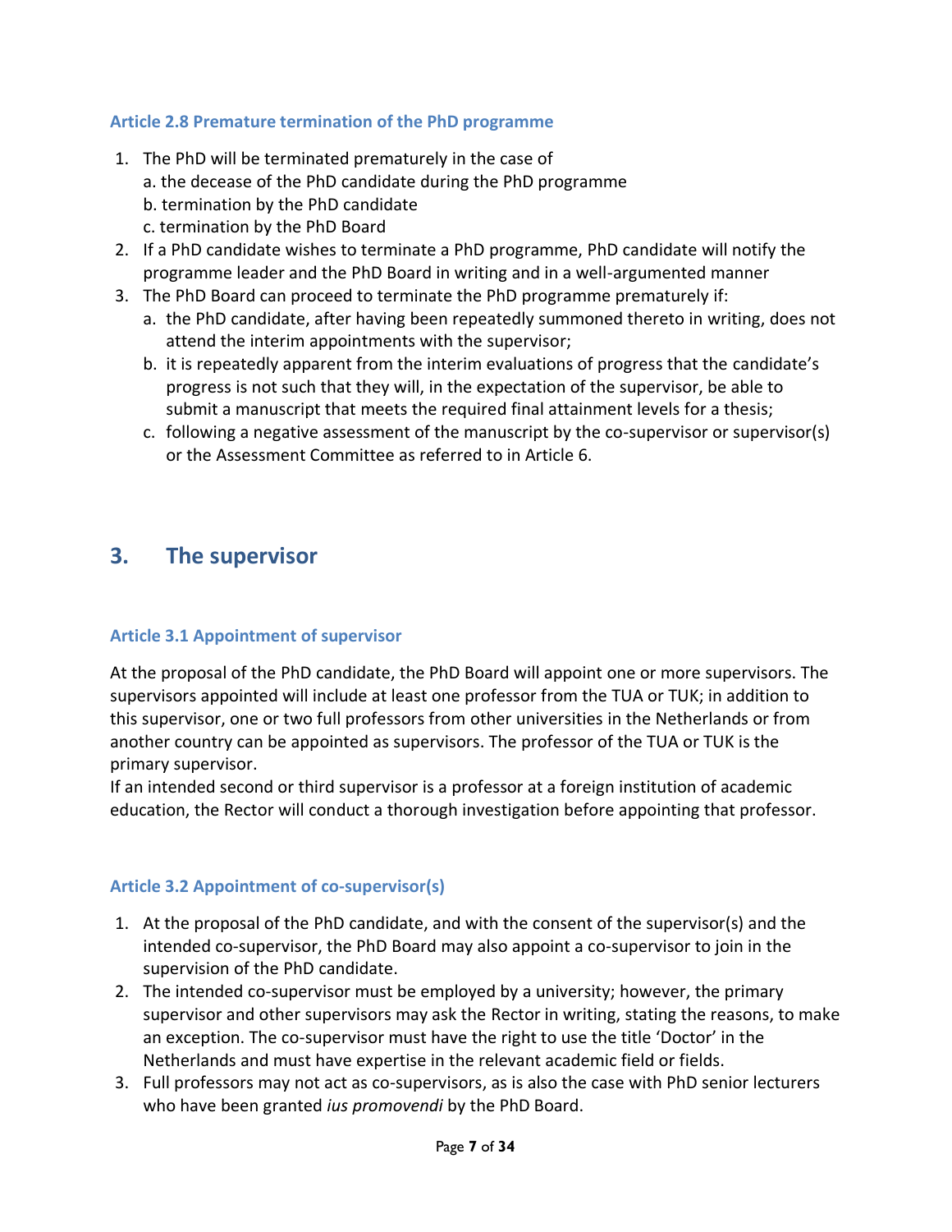### Article 2.8 Premature termination of the PhD programme

1. The PhD will be terminated prematurely in the case of
   a. the decease of the PhD candidate during the PhD programme
   b. termination by the PhD candidate
   c. termination by the PhD Board
2. If a PhD candidate wishes to terminate a PhD programme, PhD candidate will notify the programme leader and the PhD Board in writing and in a well-argumented manner
3. The PhD Board can proceed to terminate the PhD programme prematurely if:
   a. the PhD candidate, after having been repeatedly summoned thereto in writing, does not attend the interim appointments with the supervisor;
   b. it is repeatedly apparent from the interim evaluations of progress that the candidate's progress is not such that they will, in the expectation of the supervisor, be able to submit a manuscript that meets the required final attainment levels for a thesis;
   c. following a negative assessment of the manuscript by the co-supervisor or supervisor(s) or the Assessment Committee as referred to in Article 6.

## 3. The supervisor

### Article 3.1 Appointment of supervisor

At the proposal of the PhD candidate, the PhD Board will appoint one or more supervisors. The supervisors appointed will include at least one professor from the TUA or TUK; in addition to this supervisor, one or two full professors from other universities in the Netherlands or from another country can be appointed as supervisors. The professor of the TUA or TUK is the primary supervisor.
If an intended second or third supervisor is a professor at a foreign institution of academic education, the Rector will conduct a thorough investigation before appointing that professor.

### Article 3.2 Appointment of co-supervisor(s)

1. At the proposal of the PhD candidate, and with the consent of the supervisor(s) and the intended co-supervisor, the PhD Board may also appoint a co-supervisor to join in the supervision of the PhD candidate.
2. The intended co-supervisor must be employed by a university; however, the primary supervisor and other supervisors may ask the Rector in writing, stating the reasons, to make an exception. The co-supervisor must have the right to use the title 'Doctor' in the Netherlands and must have expertise in the relevant academic field or fields.
3. Full professors may not act as co-supervisors, as is also the case with PhD senior lecturers who have been granted *ius promovendi* by the PhD Board.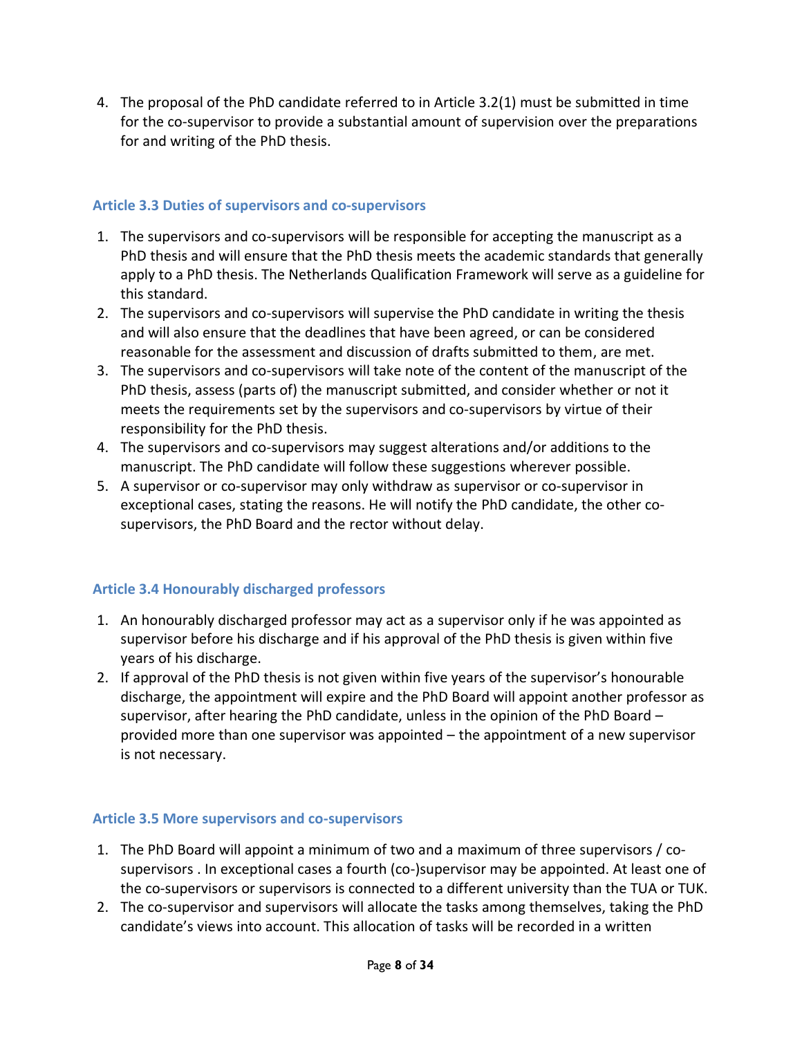4. The proposal of the PhD candidate referred to in Article 3.2(1) must be submitted in time for the co-supervisor to provide a substantial amount of supervision over the preparations for and writing of the PhD thesis.

### Article 3.3 Duties of supervisors and co-supervisors

1. The supervisors and co-supervisors will be responsible for accepting the manuscript as a PhD thesis and will ensure that the PhD thesis meets the academic standards that generally apply to a PhD thesis. The Netherlands Qualification Framework will serve as a guideline for this standard.
2. The supervisors and co-supervisors will supervise the PhD candidate in writing the thesis and will also ensure that the deadlines that have been agreed, or can be considered reasonable for the assessment and discussion of drafts submitted to them, are met.
3. The supervisors and co-supervisors will take note of the content of the manuscript of the PhD thesis, assess (parts of) the manuscript submitted, and consider whether or not it meets the requirements set by the supervisors and co-supervisors by virtue of their responsibility for the PhD thesis.
4. The supervisors and co-supervisors may suggest alterations and/or additions to the manuscript. The PhD candidate will follow these suggestions wherever possible.
5. A supervisor or co-supervisor may only withdraw as supervisor or co-supervisor in exceptional cases, stating the reasons. He will notify the PhD candidate, the other co-supervisors, the PhD Board and the rector without delay.

### Article 3.4 Honourably discharged professors

1. An honourably discharged professor may act as a supervisor only if he was appointed as supervisor before his discharge and if his approval of the PhD thesis is given within five years of his discharge.
2. If approval of the PhD thesis is not given within five years of the supervisor's honourable discharge, the appointment will expire and the PhD Board will appoint another professor as supervisor, after hearing the PhD candidate, unless in the opinion of the PhD Board – provided more than one supervisor was appointed – the appointment of a new supervisor is not necessary.

### Article 3.5 More supervisors and co-supervisors

1. The PhD Board will appoint a minimum of two and a maximum of three supervisors / co-supervisors . In exceptional cases a fourth (co-)supervisor may be appointed. At least one of the co-supervisors or supervisors is connected to a different university than the TUA or TUK.
2. The co-supervisor and supervisors will allocate the tasks among themselves, taking the PhD candidate's views into account. This allocation of tasks will be recorded in a written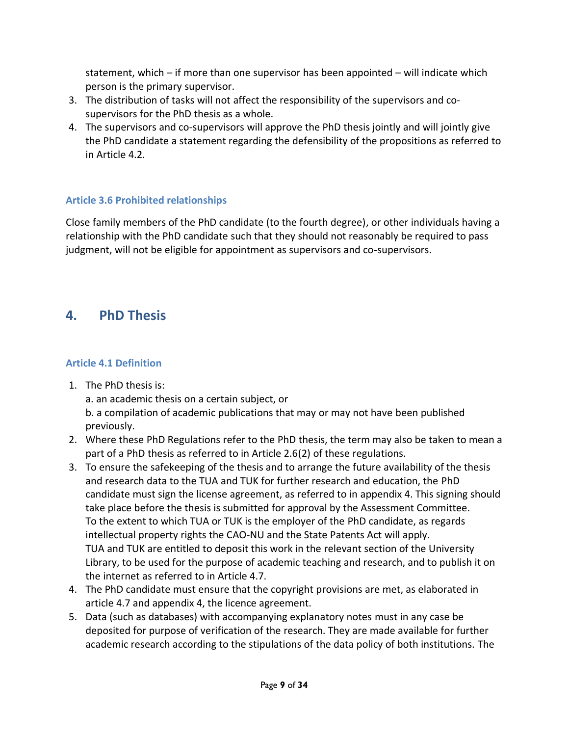statement, which – if more than one supervisor has been appointed – will indicate which person is the primary supervisor.

3. The distribution of tasks will not affect the responsibility of the supervisors and co-supervisors for the PhD thesis as a whole.
4. The supervisors and co-supervisors will approve the PhD thesis jointly and will jointly give the PhD candidate a statement regarding the defensibility of the propositions as referred to in Article 4.2.

### Article 3.6 Prohibited relationships

Close family members of the PhD candidate (to the fourth degree), or other individuals having a relationship with the PhD candidate such that they should not reasonably be required to pass judgment, will not be eligible for appointment as supervisors and co-supervisors.

## 4. PhD Thesis

### Article 4.1 Definition

1. The PhD thesis is:
   a. an academic thesis on a certain subject, or
   b. a compilation of academic publications that may or may not have been published previously.
2. Where these PhD Regulations refer to the PhD thesis, the term may also be taken to mean a part of a PhD thesis as referred to in Article 2.6(2) of these regulations.
3. To ensure the safekeeping of the thesis and to arrange the future availability of the thesis and research data to the TUA and TUK for further research and education, the PhD candidate must sign the license agreement, as referred to in appendix 4. This signing should take place before the thesis is submitted for approval by the Assessment Committee.
   To the extent to which TUA or TUK is the employer of the PhD candidate, as regards intellectual property rights the CAO-NU and the State Patents Act will apply.
   TUA and TUK are entitled to deposit this work in the relevant section of the University Library, to be used for the purpose of academic teaching and research, and to publish it on the internet as referred to in Article 4.7.
4. The PhD candidate must ensure that the copyright provisions are met, as elaborated in article 4.7 and appendix 4, the licence agreement.
5. Data (such as databases) with accompanying explanatory notes must in any case be deposited for purpose of verification of the research. They are made available for further academic research according to the stipulations of the data policy of both institutions. The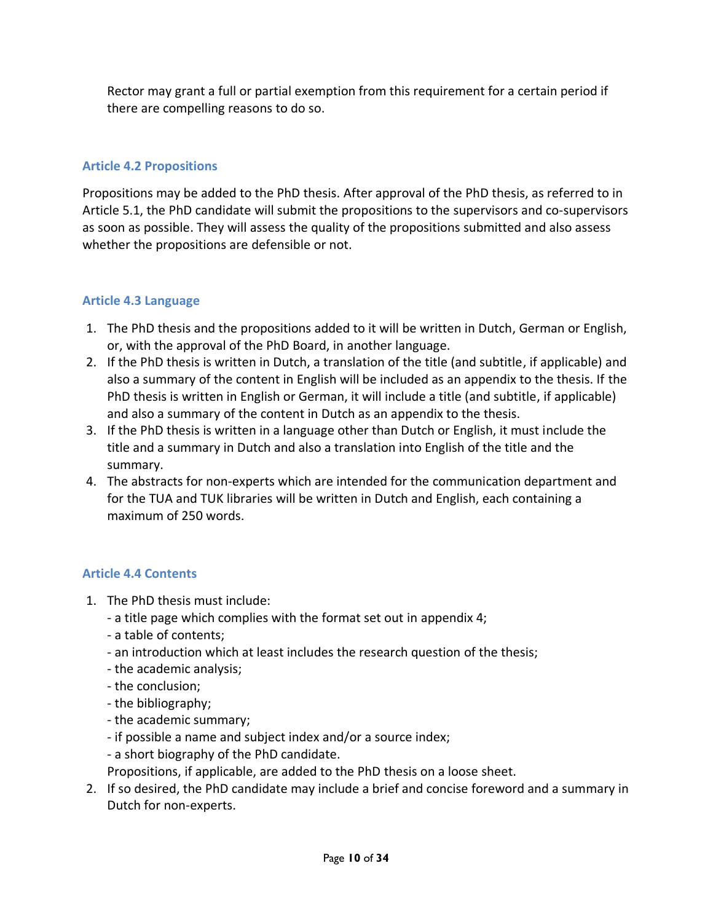Rector may grant a full or partial exemption from this requirement for a certain period if there are compelling reasons to do so.

### Article 4.2 Propositions

Propositions may be added to the PhD thesis. After approval of the PhD thesis, as referred to in Article 5.1, the PhD candidate will submit the propositions to the supervisors and co-supervisors as soon as possible. They will assess the quality of the propositions submitted and also assess whether the propositions are defensible or not.

### Article 4.3 Language

1. The PhD thesis and the propositions added to it will be written in Dutch, German or English, or, with the approval of the PhD Board, in another language.
2. If the PhD thesis is written in Dutch, a translation of the title (and subtitle, if applicable) and also a summary of the content in English will be included as an appendix to the thesis. If the PhD thesis is written in English or German, it will include a title (and subtitle, if applicable) and also a summary of the content in Dutch as an appendix to the thesis.
3. If the PhD thesis is written in a language other than Dutch or English, it must include the title and a summary in Dutch and also a translation into English of the title and the summary.
4. The abstracts for non-experts which are intended for the communication department and for the TUA and TUK libraries will be written in Dutch and English, each containing a maximum of 250 words.

### Article 4.4 Contents

1. The PhD thesis must include:
   - a title page which complies with the format set out in appendix 4;
   - a table of contents;
   - an introduction which at least includes the research question of the thesis;
   - the academic analysis;
   - the conclusion;
   - the bibliography;
   - the academic summary;
   - if possible a name and subject index and/or a source index;
   - a short biography of the PhD candidate.

   Propositions, if applicable, are added to the PhD thesis on a loose sheet.
2. If so desired, the PhD candidate may include a brief and concise foreword and a summary in Dutch for non-experts.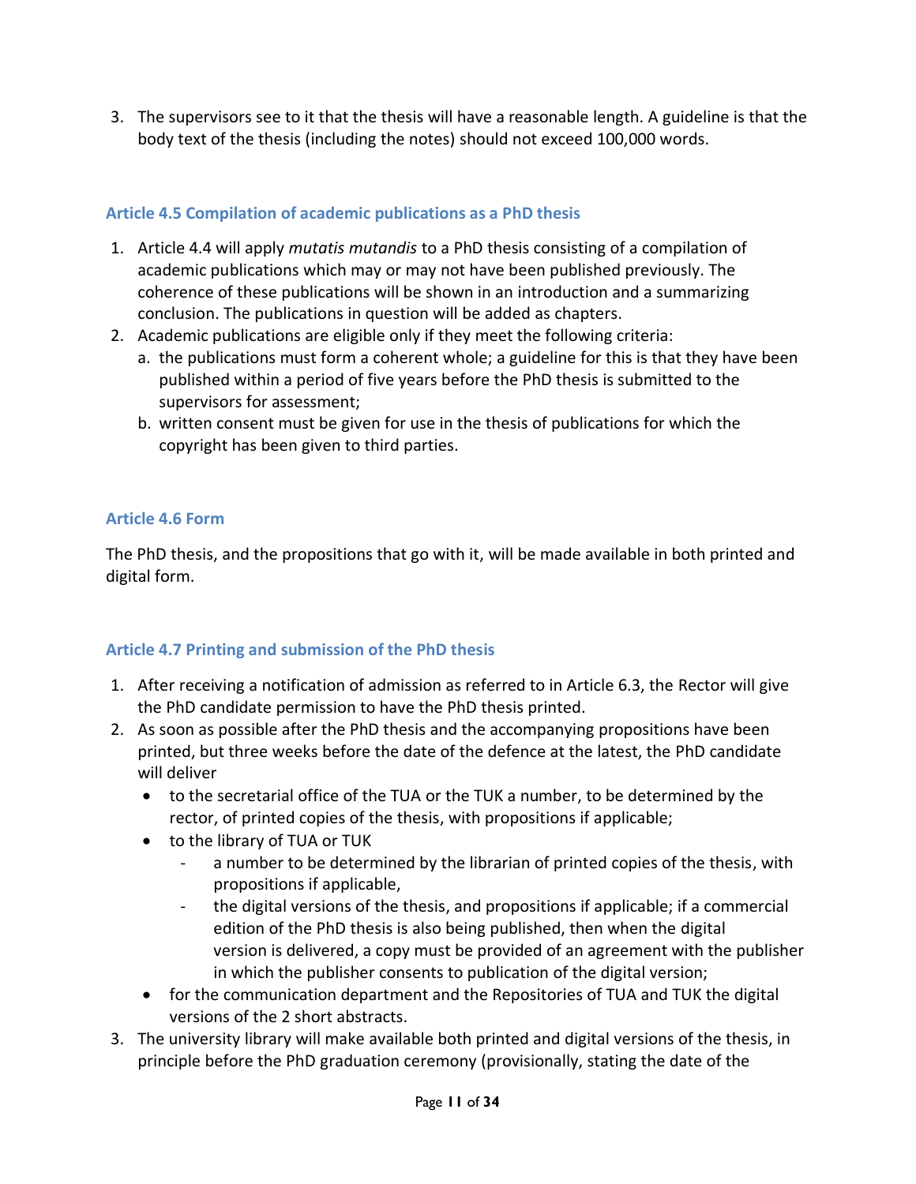3. The supervisors see to it that the thesis will have a reasonable length. A guideline is that the body text of the thesis (including the notes) should not exceed 100,000 words.

### Article 4.5 Compilation of academic publications as a PhD thesis

1. Article 4.4 will apply *mutatis mutandis* to a PhD thesis consisting of a compilation of academic publications which may or may not have been published previously. The coherence of these publications will be shown in an introduction and a summarizing conclusion. The publications in question will be added as chapters.
2. Academic publications are eligible only if they meet the following criteria:
   a. the publications must form a coherent whole; a guideline for this is that they have been published within a period of five years before the PhD thesis is submitted to the supervisors for assessment;
   b. written consent must be given for use in the thesis of publications for which the copyright has been given to third parties.

### Article 4.6 Form

The PhD thesis, and the propositions that go with it, will be made available in both printed and digital form.

### Article 4.7 Printing and submission of the PhD thesis

1. After receiving a notification of admission as referred to in Article 6.3, the Rector will give the PhD candidate permission to have the PhD thesis printed.
2. As soon as possible after the PhD thesis and the accompanying propositions have been printed, but three weeks before the date of the defence at the latest, the PhD candidate will deliver
   - to the secretarial office of the TUA or the TUK a number, to be determined by the rector, of printed copies of the thesis, with propositions if applicable;
   - to the library of TUA or TUK
     - a number to be determined by the librarian of printed copies of the thesis, with propositions if applicable,
     - the digital versions of the thesis, and propositions if applicable; if a commercial edition of the PhD thesis is also being published, then when the digital version is delivered, a copy must be provided of an agreement with the publisher in which the publisher consents to publication of the digital version;
   - for the communication department and the Repositories of TUA and TUK the digital versions of the 2 short abstracts.
3. The university library will make available both printed and digital versions of the thesis, in principle before the PhD graduation ceremony (provisionally, stating the date of the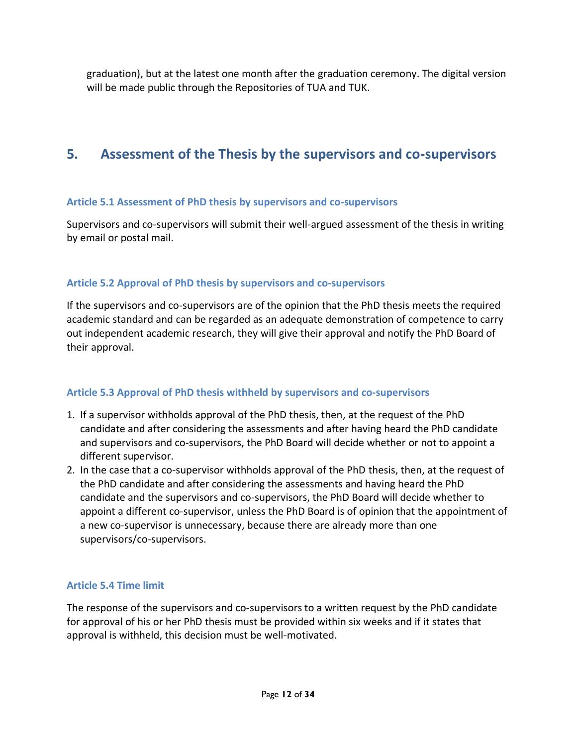graduation), but at the latest one month after the graduation ceremony. The digital version will be made public through the Repositories of TUA and TUK.

## 5. Assessment of the Thesis by the supervisors and co-supervisors

### Article 5.1 Assessment of PhD thesis by supervisors and co-supervisors

Supervisors and co-supervisors will submit their well-argued assessment of the thesis in writing by email or postal mail.

### Article 5.2 Approval of PhD thesis by supervisors and co-supervisors

If the supervisors and co-supervisors are of the opinion that the PhD thesis meets the required academic standard and can be regarded as an adequate demonstration of competence to carry out independent academic research, they will give their approval and notify the PhD Board of their approval.

### Article 5.3 Approval of PhD thesis withheld by supervisors and co-supervisors

1. If a supervisor withholds approval of the PhD thesis, then, at the request of the PhD candidate and after considering the assessments and after having heard the PhD candidate and supervisors and co-supervisors, the PhD Board will decide whether or not to appoint a different supervisor.
2. In the case that a co-supervisor withholds approval of the PhD thesis, then, at the request of the PhD candidate and after considering the assessments and having heard the PhD candidate and the supervisors and co-supervisors, the PhD Board will decide whether to appoint a different co-supervisor, unless the PhD Board is of opinion that the appointment of a new co-supervisor is unnecessary, because there are already more than one supervisors/co-supervisors.

### Article 5.4 Time limit

The response of the supervisors and co-supervisors to a written request by the PhD candidate for approval of his or her PhD thesis must be provided within six weeks and if it states that approval is withheld, this decision must be well-motivated.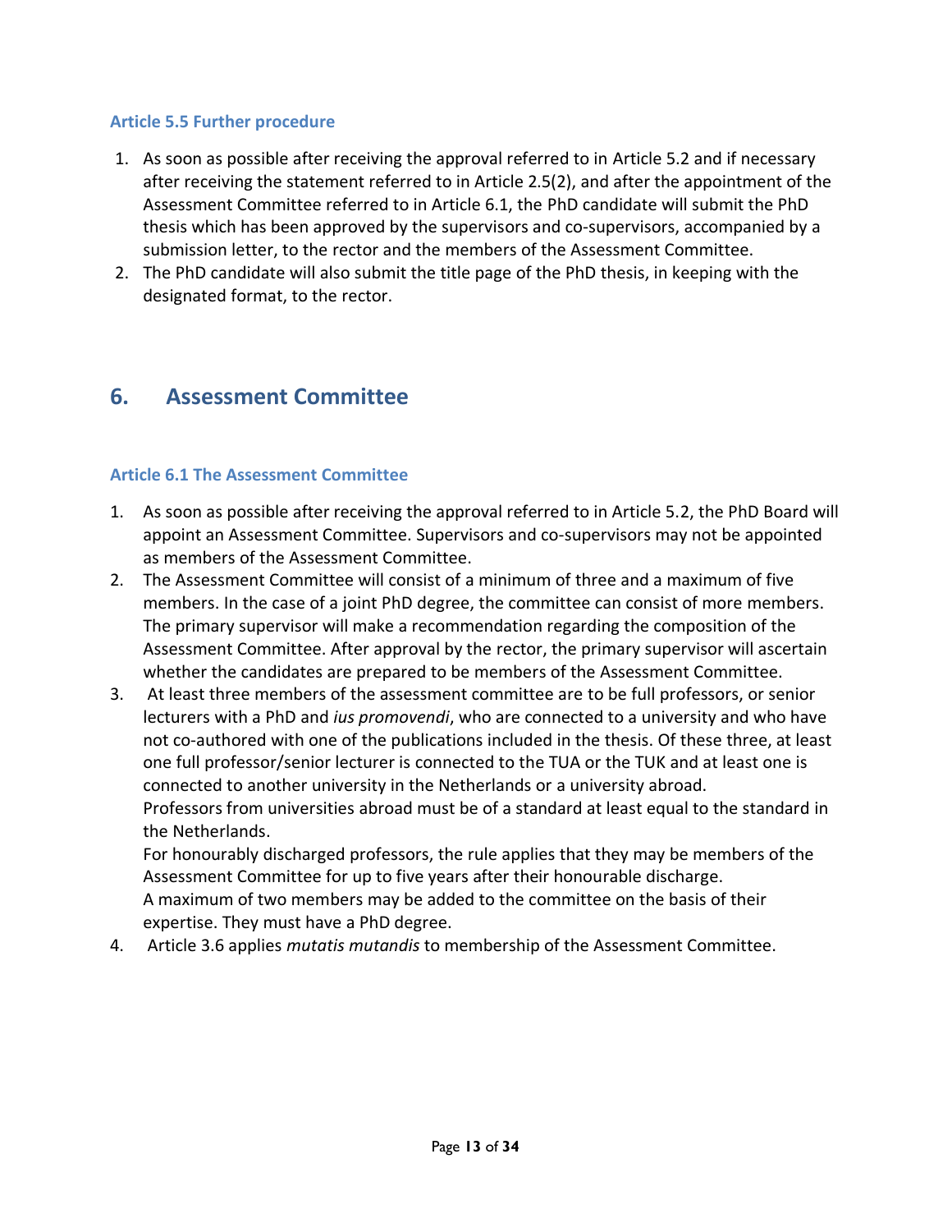### Article 5.5 Further procedure

1. As soon as possible after receiving the approval referred to in Article 5.2 and if necessary after receiving the statement referred to in Article 2.5(2), and after the appointment of the Assessment Committee referred to in Article 6.1, the PhD candidate will submit the PhD thesis which has been approved by the supervisors and co-supervisors, accompanied by a submission letter, to the rector and the members of the Assessment Committee.
2. The PhD candidate will also submit the title page of the PhD thesis, in keeping with the designated format, to the rector.

## 6. Assessment Committee

### Article 6.1 The Assessment Committee

1. As soon as possible after receiving the approval referred to in Article 5.2, the PhD Board will appoint an Assessment Committee. Supervisors and co-supervisors may not be appointed as members of the Assessment Committee.
2. The Assessment Committee will consist of a minimum of three and a maximum of five members. In the case of a joint PhD degree, the committee can consist of more members. The primary supervisor will make a recommendation regarding the composition of the Assessment Committee. After approval by the rector, the primary supervisor will ascertain whether the candidates are prepared to be members of the Assessment Committee.
3. At least three members of the assessment committee are to be full professors, or senior lecturers with a PhD and *ius promovendi*, who are connected to a university and who have not co-authored with one of the publications included in the thesis. Of these three, at least one full professor/senior lecturer is connected to the TUA or the TUK and at least one is connected to another university in the Netherlands or a university abroad.
   Professors from universities abroad must be of a standard at least equal to the standard in the Netherlands.
   For honourably discharged professors, the rule applies that they may be members of the Assessment Committee for up to five years after their honourable discharge.
   A maximum of two members may be added to the committee on the basis of their expertise. They must have a PhD degree.
4. Article 3.6 applies *mutatis mutandis* to membership of the Assessment Committee.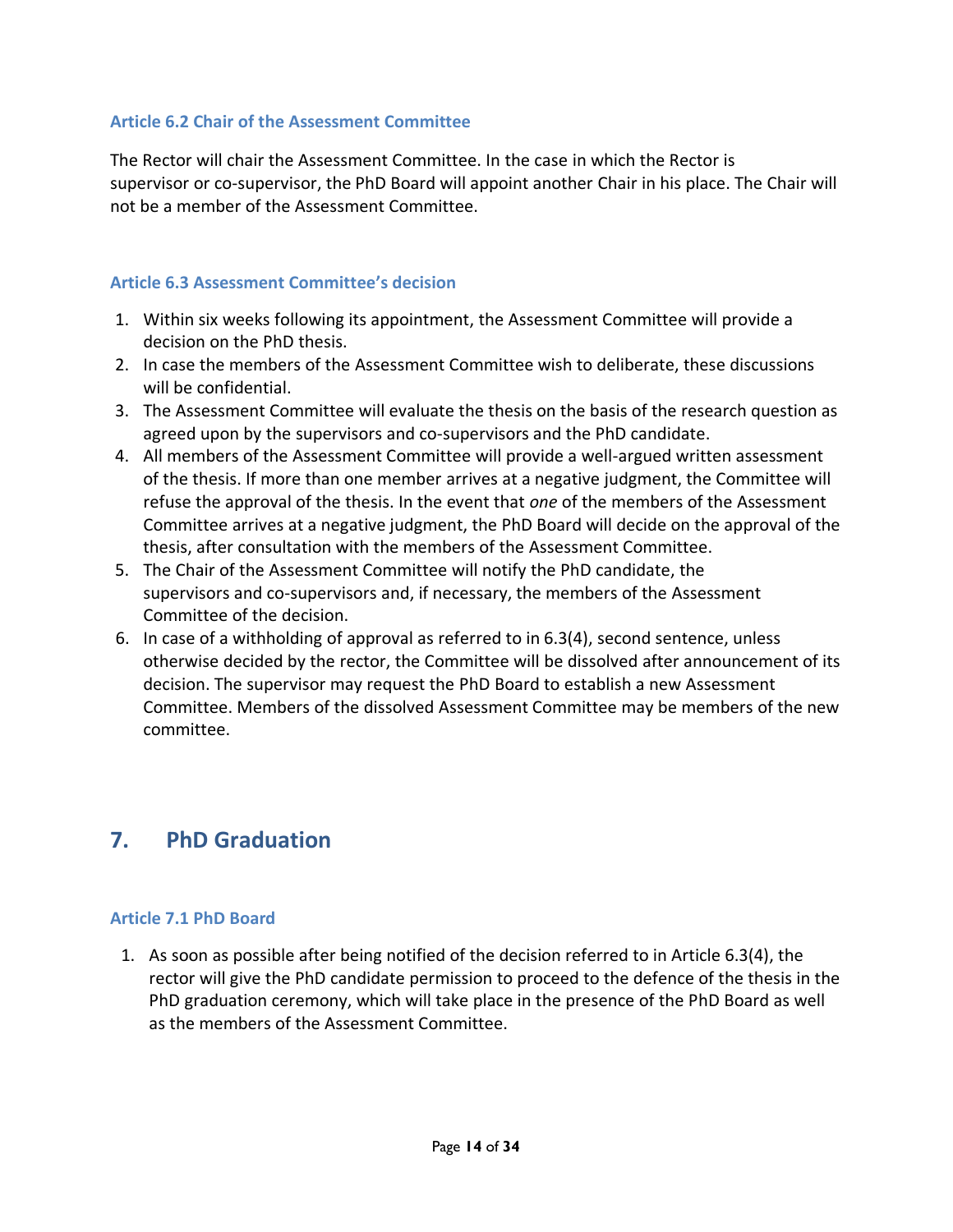### Article 6.2 Chair of the Assessment Committee

The Rector will chair the Assessment Committee. In the case in which the Rector is supervisor or co-supervisor, the PhD Board will appoint another Chair in his place. The Chair will not be a member of the Assessment Committee.

### Article 6.3 Assessment Committee's decision

1. Within six weeks following its appointment, the Assessment Committee will provide a decision on the PhD thesis.
2. In case the members of the Assessment Committee wish to deliberate, these discussions will be confidential.
3. The Assessment Committee will evaluate the thesis on the basis of the research question as agreed upon by the supervisors and co-supervisors and the PhD candidate.
4. All members of the Assessment Committee will provide a well-argued written assessment of the thesis. If more than one member arrives at a negative judgment, the Committee will refuse the approval of the thesis. In the event that *one* of the members of the Assessment Committee arrives at a negative judgment, the PhD Board will decide on the approval of the thesis, after consultation with the members of the Assessment Committee.
5. The Chair of the Assessment Committee will notify the PhD candidate, the supervisors and co-supervisors and, if necessary, the members of the Assessment Committee of the decision.
6. In case of a withholding of approval as referred to in 6.3(4), second sentence, unless otherwise decided by the rector, the Committee will be dissolved after announcement of its decision. The supervisor may request the PhD Board to establish a new Assessment Committee. Members of the dissolved Assessment Committee may be members of the new committee.

## 7. PhD Graduation

### Article 7.1 PhD Board

1. As soon as possible after being notified of the decision referred to in Article 6.3(4), the rector will give the PhD candidate permission to proceed to the defence of the thesis in the PhD graduation ceremony, which will take place in the presence of the PhD Board as well as the members of the Assessment Committee.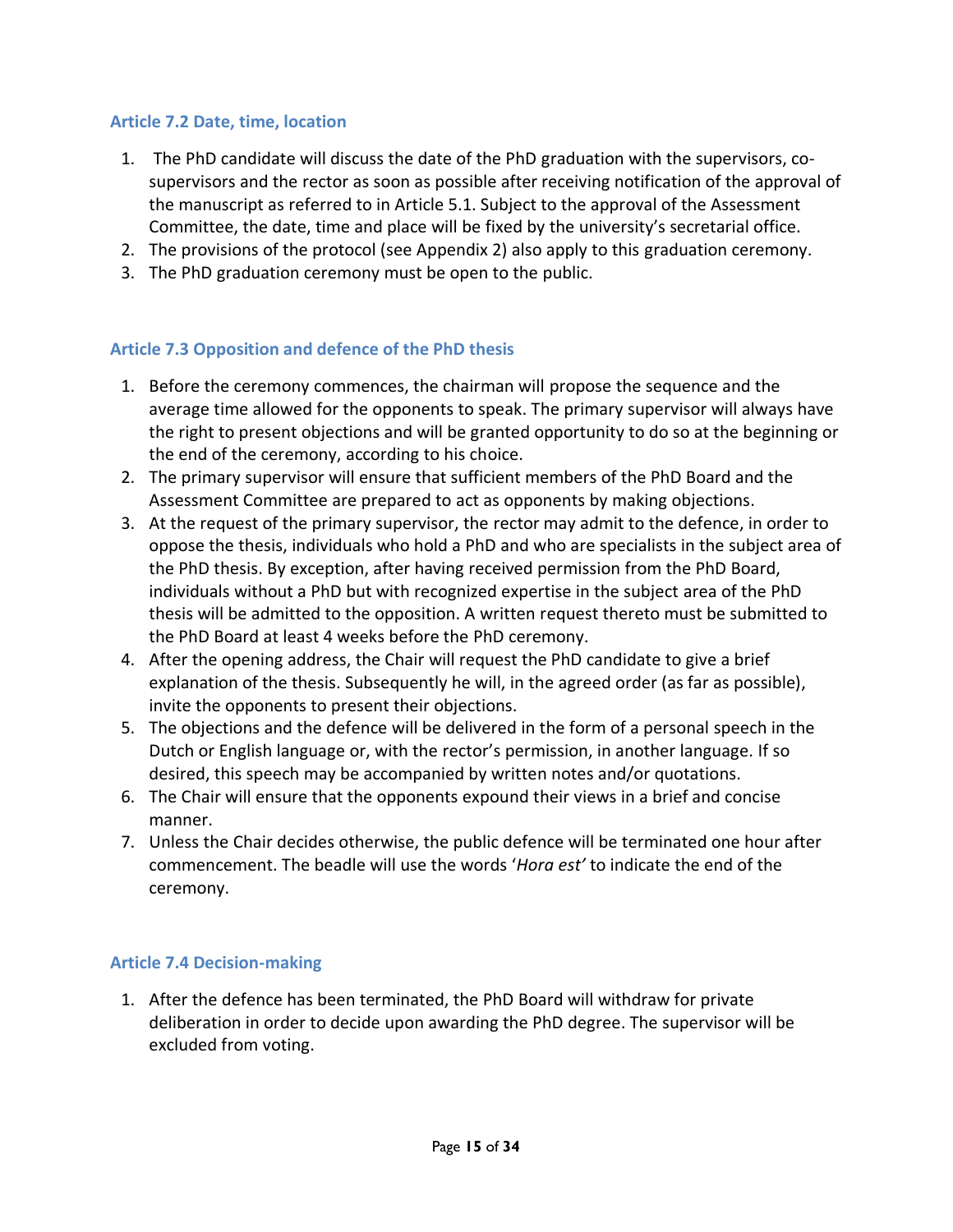### Article 7.2 Date, time, location

1. The PhD candidate will discuss the date of the PhD graduation with the supervisors, co-supervisors and the rector as soon as possible after receiving notification of the approval of the manuscript as referred to in Article 5.1. Subject to the approval of the Assessment Committee, the date, time and place will be fixed by the university's secretarial office.
2. The provisions of the protocol (see Appendix 2) also apply to this graduation ceremony.
3. The PhD graduation ceremony must be open to the public.

### Article 7.3 Opposition and defence of the PhD thesis

1. Before the ceremony commences, the chairman will propose the sequence and the average time allowed for the opponents to speak. The primary supervisor will always have the right to present objections and will be granted opportunity to do so at the beginning or the end of the ceremony, according to his choice.
2. The primary supervisor will ensure that sufficient members of the PhD Board and the Assessment Committee are prepared to act as opponents by making objections.
3. At the request of the primary supervisor, the rector may admit to the defence, in order to oppose the thesis, individuals who hold a PhD and who are specialists in the subject area of the PhD thesis. By exception, after having received permission from the PhD Board, individuals without a PhD but with recognized expertise in the subject area of the PhD thesis will be admitted to the opposition. A written request thereto must be submitted to the PhD Board at least 4 weeks before the PhD ceremony.
4. After the opening address, the Chair will request the PhD candidate to give a brief explanation of the thesis. Subsequently he will, in the agreed order (as far as possible), invite the opponents to present their objections.
5. The objections and the defence will be delivered in the form of a personal speech in the Dutch or English language or, with the rector's permission, in another language. If so desired, this speech may be accompanied by written notes and/or quotations.
6. The Chair will ensure that the opponents expound their views in a brief and concise manner.
7. Unless the Chair decides otherwise, the public defence will be terminated one hour after commencement. The beadle will use the words '*Hora est'* to indicate the end of the ceremony.

### Article 7.4 Decision-making

1. After the defence has been terminated, the PhD Board will withdraw for private deliberation in order to decide upon awarding the PhD degree. The supervisor will be excluded from voting.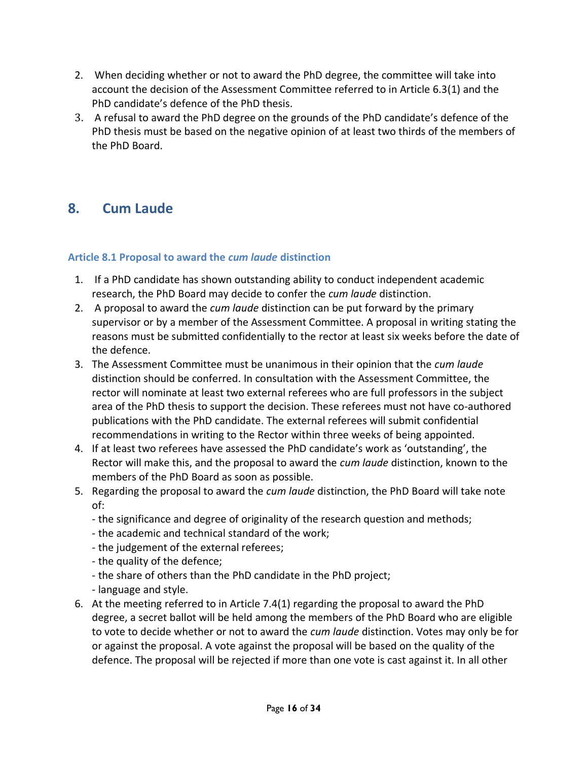2. When deciding whether or not to award the PhD degree, the committee will take into account the decision of the Assessment Committee referred to in Article 6.3(1) and the PhD candidate's defence of the PhD thesis.
3. A refusal to award the PhD degree on the grounds of the PhD candidate's defence of the PhD thesis must be based on the negative opinion of at least two thirds of the members of the PhD Board.

## 8. Cum Laude

### Article 8.1 Proposal to award the *cum laude* distinction

1. If a PhD candidate has shown outstanding ability to conduct independent academic research, the PhD Board may decide to confer the *cum laude* distinction.
2. A proposal to award the *cum laude* distinction can be put forward by the primary supervisor or by a member of the Assessment Committee. A proposal in writing stating the reasons must be submitted confidentially to the rector at least six weeks before the date of the defence.
3. The Assessment Committee must be unanimous in their opinion that the *cum laude* distinction should be conferred. In consultation with the Assessment Committee, the rector will nominate at least two external referees who are full professors in the subject area of the PhD thesis to support the decision. These referees must not have co-authored publications with the PhD candidate. The external referees will submit confidential recommendations in writing to the Rector within three weeks of being appointed.
4. If at least two referees have assessed the PhD candidate's work as 'outstanding', the Rector will make this, and the proposal to award the *cum laude* distinction, known to the members of the PhD Board as soon as possible.
5. Regarding the proposal to award the *cum laude* distinction, the PhD Board will take note of:
   - the significance and degree of originality of the research question and methods;
   - the academic and technical standard of the work;
   - the judgement of the external referees;
   - the quality of the defence;
   - the share of others than the PhD candidate in the PhD project;
   - language and style.
6. At the meeting referred to in Article 7.4(1) regarding the proposal to award the PhD degree, a secret ballot will be held among the members of the PhD Board who are eligible to vote to decide whether or not to award the *cum laude* distinction. Votes may only be for or against the proposal. A vote against the proposal will be based on the quality of the defence. The proposal will be rejected if more than one vote is cast against it. In all other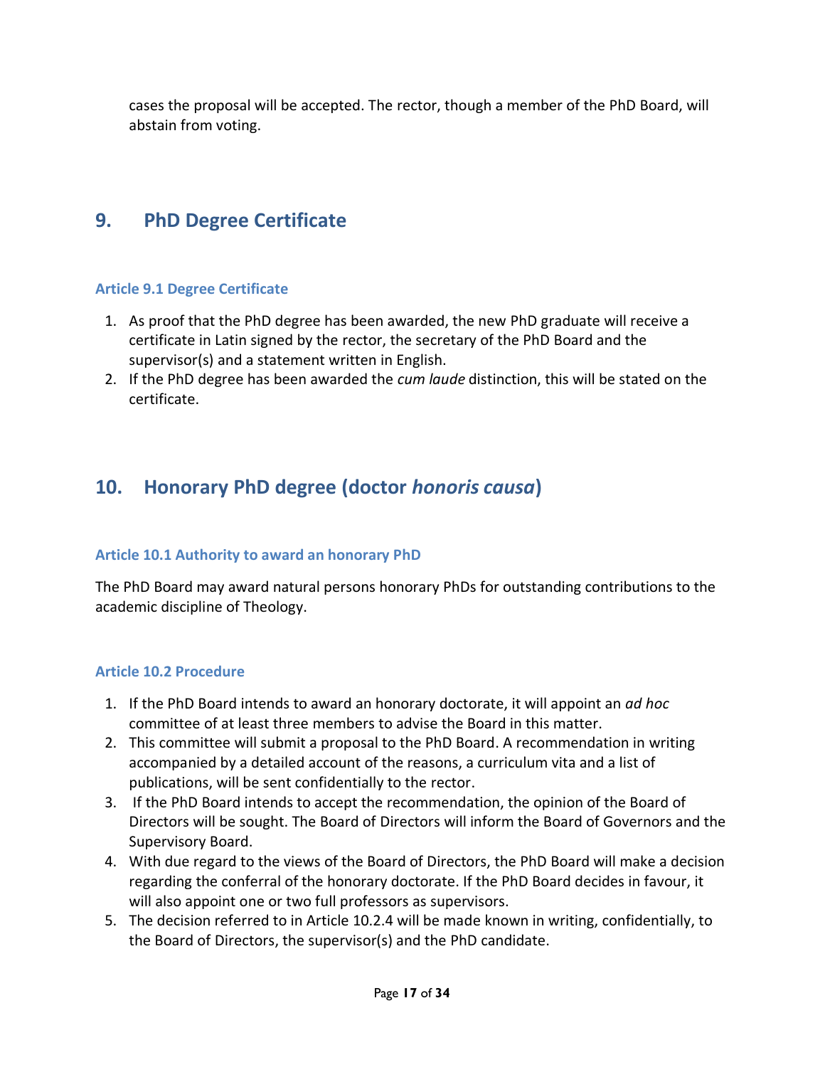cases the proposal will be accepted. The rector, though a member of the PhD Board, will abstain from voting.

## 9. PhD Degree Certificate

### Article 9.1 Degree Certificate

1. As proof that the PhD degree has been awarded, the new PhD graduate will receive a certificate in Latin signed by the rector, the secretary of the PhD Board and the supervisor(s) and a statement written in English.
2. If the PhD degree has been awarded the *cum laude* distinction, this will be stated on the certificate.

## 10. Honorary PhD degree (doctor *honoris causa*)

### Article 10.1 Authority to award an honorary PhD

The PhD Board may award natural persons honorary PhDs for outstanding contributions to the academic discipline of Theology.

### Article 10.2 Procedure

1. If the PhD Board intends to award an honorary doctorate, it will appoint an *ad hoc* committee of at least three members to advise the Board in this matter.
2. This committee will submit a proposal to the PhD Board. A recommendation in writing accompanied by a detailed account of the reasons, a curriculum vita and a list of publications, will be sent confidentially to the rector.
3. If the PhD Board intends to accept the recommendation, the opinion of the Board of Directors will be sought. The Board of Directors will inform the Board of Governors and the Supervisory Board.
4. With due regard to the views of the Board of Directors, the PhD Board will make a decision regarding the conferral of the honorary doctorate. If the PhD Board decides in favour, it will also appoint one or two full professors as supervisors.
5. The decision referred to in Article 10.2.4 will be made known in writing, confidentially, to the Board of Directors, the supervisor(s) and the PhD candidate.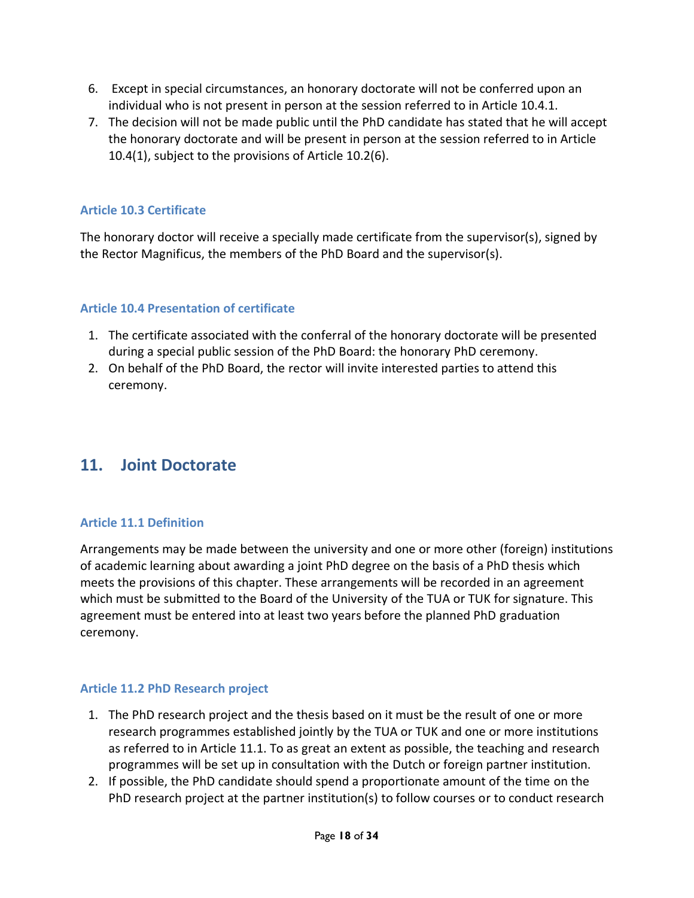6. Except in special circumstances, an honorary doctorate will not be conferred upon an individual who is not present in person at the session referred to in Article 10.4.1.
7. The decision will not be made public until the PhD candidate has stated that he will accept the honorary doctorate and will be present in person at the session referred to in Article 10.4(1), subject to the provisions of Article 10.2(6).

### Article 10.3 Certificate

The honorary doctor will receive a specially made certificate from the supervisor(s), signed by the Rector Magnificus, the members of the PhD Board and the supervisor(s).

### Article 10.4 Presentation of certificate

1. The certificate associated with the conferral of the honorary doctorate will be presented during a special public session of the PhD Board: the honorary PhD ceremony.
2. On behalf of the PhD Board, the rector will invite interested parties to attend this ceremony.

## 11. Joint Doctorate

### Article 11.1 Definition

Arrangements may be made between the university and one or more other (foreign) institutions of academic learning about awarding a joint PhD degree on the basis of a PhD thesis which meets the provisions of this chapter. These arrangements will be recorded in an agreement which must be submitted to the Board of the University of the TUA or TUK for signature. This agreement must be entered into at least two years before the planned PhD graduation ceremony.

### Article 11.2 PhD Research project

1. The PhD research project and the thesis based on it must be the result of one or more research programmes established jointly by the TUA or TUK and one or more institutions as referred to in Article 11.1. To as great an extent as possible, the teaching and research programmes will be set up in consultation with the Dutch or foreign partner institution.
2. If possible, the PhD candidate should spend a proportionate amount of the time on the PhD research project at the partner institution(s) to follow courses or to conduct research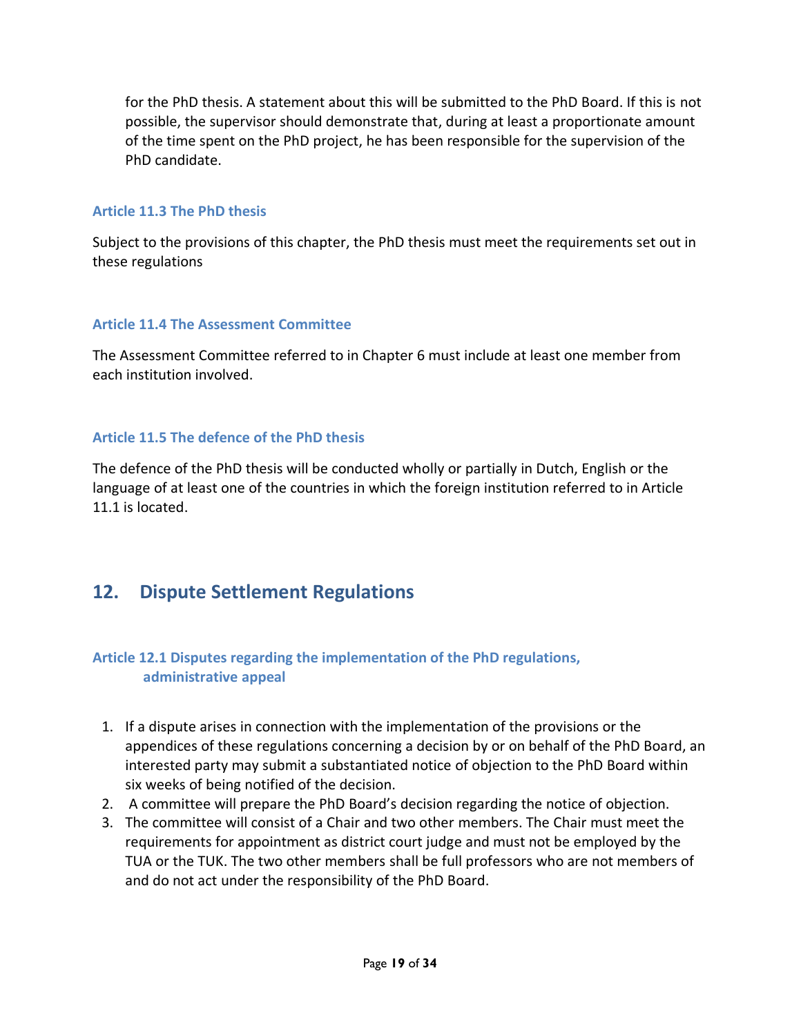for the PhD thesis. A statement about this will be submitted to the PhD Board. If this is not possible, the supervisor should demonstrate that, during at least a proportionate amount of the time spent on the PhD project, he has been responsible for the supervision of the PhD candidate.

### Article 11.3 The PhD thesis

Subject to the provisions of this chapter, the PhD thesis must meet the requirements set out in these regulations

### Article 11.4 The Assessment Committee

The Assessment Committee referred to in Chapter 6 must include at least one member from each institution involved.

### Article 11.5 The defence of the PhD thesis

The defence of the PhD thesis will be conducted wholly or partially in Dutch, English or the language of at least one of the countries in which the foreign institution referred to in Article 11.1 is located.

## 12. Dispute Settlement Regulations

### Article 12.1 Disputes regarding the implementation of the PhD regulations, administrative appeal

1. If a dispute arises in connection with the implementation of the provisions or the appendices of these regulations concerning a decision by or on behalf of the PhD Board, an interested party may submit a substantiated notice of objection to the PhD Board within six weeks of being notified of the decision.
2. A committee will prepare the PhD Board's decision regarding the notice of objection.
3. The committee will consist of a Chair and two other members. The Chair must meet the requirements for appointment as district court judge and must not be employed by the TUA or the TUK. The two other members shall be full professors who are not members of and do not act under the responsibility of the PhD Board.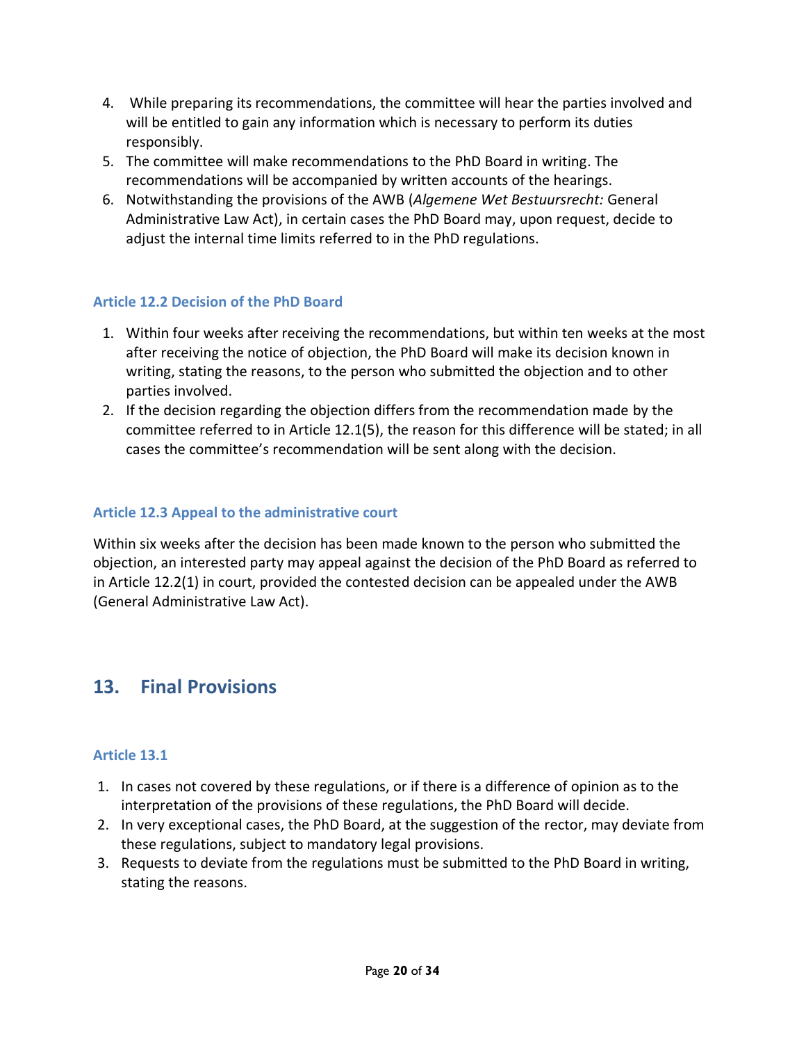4. While preparing its recommendations, the committee will hear the parties involved and will be entitled to gain any information which is necessary to perform its duties responsibly.
5. The committee will make recommendations to the PhD Board in writing. The recommendations will be accompanied by written accounts of the hearings.
6. Notwithstanding the provisions of the AWB (*Algemene Wet Bestuursrecht:* General Administrative Law Act), in certain cases the PhD Board may, upon request, decide to adjust the internal time limits referred to in the PhD regulations.

### Article 12.2 Decision of the PhD Board

1. Within four weeks after receiving the recommendations, but within ten weeks at the most after receiving the notice of objection, the PhD Board will make its decision known in writing, stating the reasons, to the person who submitted the objection and to other parties involved.
2. If the decision regarding the objection differs from the recommendation made by the committee referred to in Article 12.1(5), the reason for this difference will be stated; in all cases the committee's recommendation will be sent along with the decision.

### Article 12.3 Appeal to the administrative court

Within six weeks after the decision has been made known to the person who submitted the objection, an interested party may appeal against the decision of the PhD Board as referred to in Article 12.2(1) in court, provided the contested decision can be appealed under the AWB (General Administrative Law Act).

## 13. Final Provisions

### Article 13.1

1. In cases not covered by these regulations, or if there is a difference of opinion as to the interpretation of the provisions of these regulations, the PhD Board will decide.
2. In very exceptional cases, the PhD Board, at the suggestion of the rector, may deviate from these regulations, subject to mandatory legal provisions.
3. Requests to deviate from the regulations must be submitted to the PhD Board in writing, stating the reasons.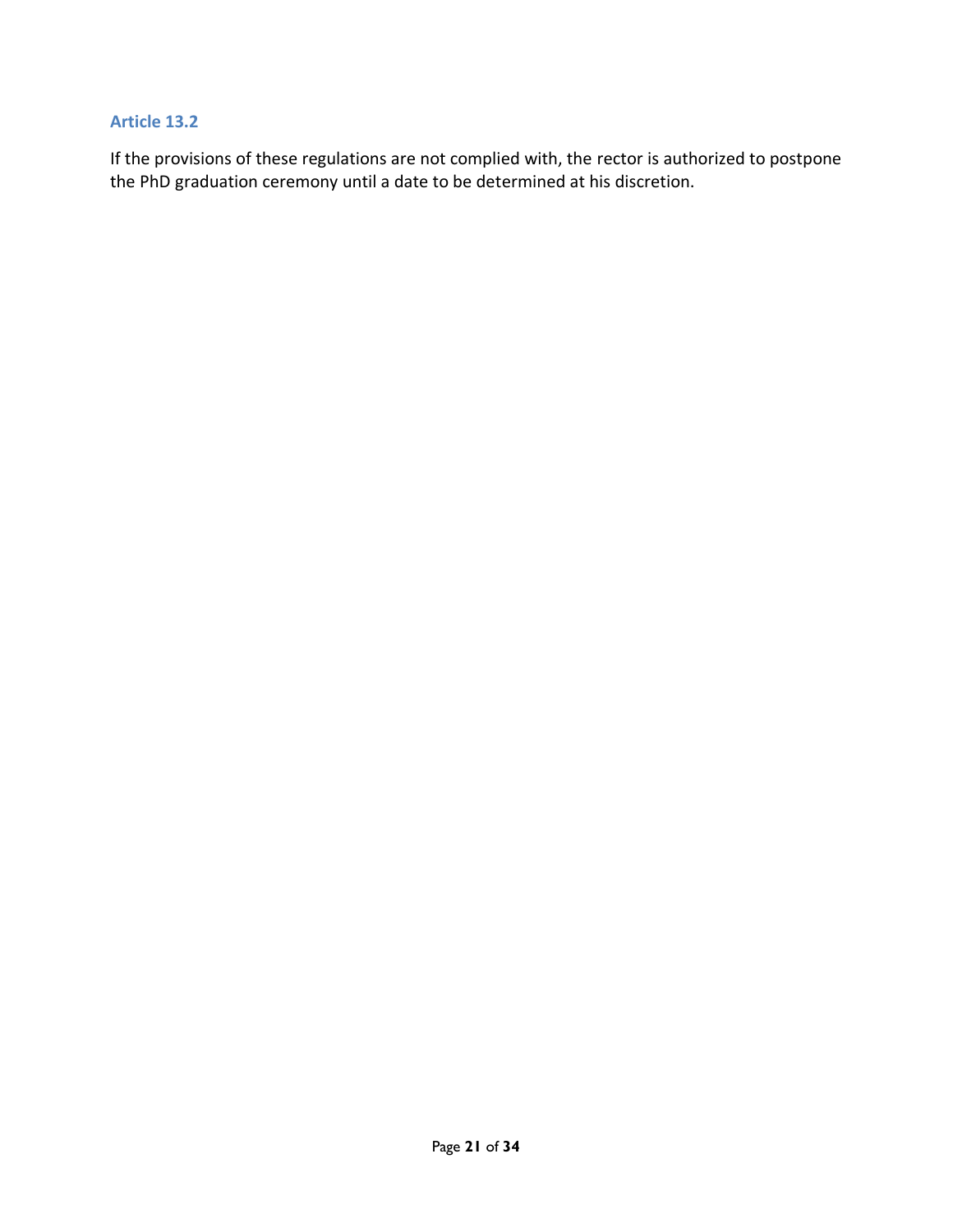### Article 13.2

If the provisions of these regulations are not complied with, the rector is authorized to postpone the PhD graduation ceremony until a date to be determined at his discretion.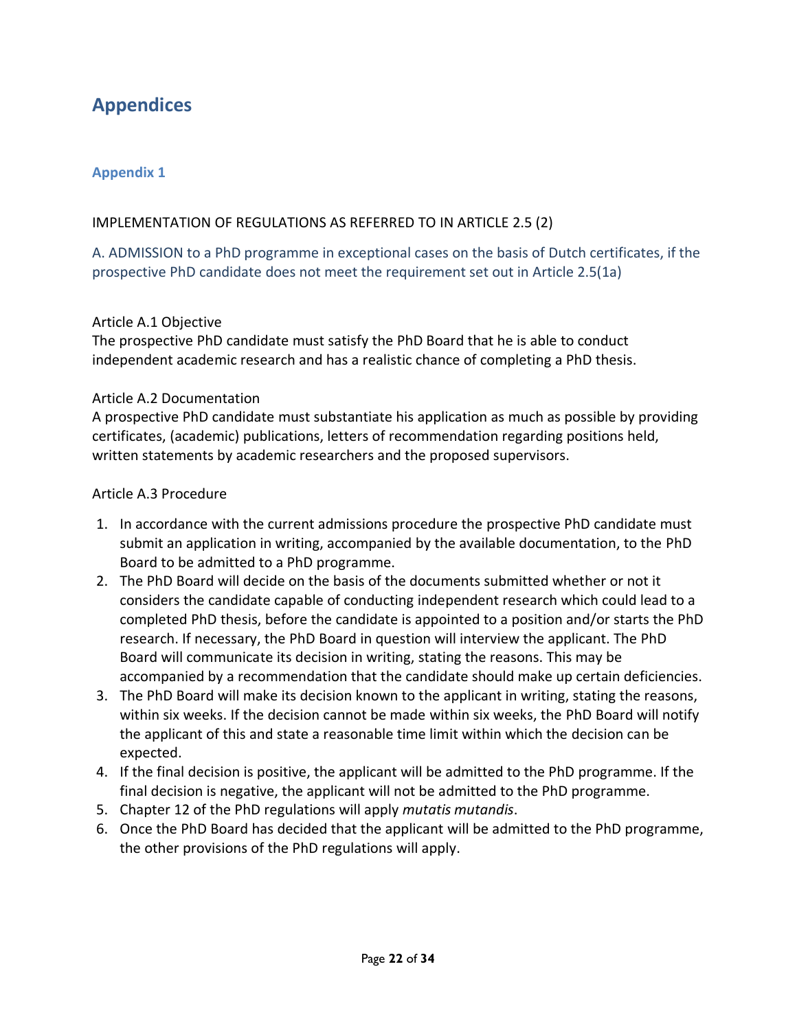# Appendices

## Appendix 1

IMPLEMENTATION OF REGULATIONS AS REFERRED TO IN ARTICLE 2.5 (2)

### A. ADMISSION to a PhD programme in exceptional cases on the basis of Dutch certificates, if the prospective PhD candidate does not meet the requirement set out in Article 2.5(1a)

Article A.1 Objective
The prospective PhD candidate must satisfy the PhD Board that he is able to conduct independent academic research and has a realistic chance of completing a PhD thesis.

Article A.2 Documentation
A prospective PhD candidate must substantiate his application as much as possible by providing certificates, (academic) publications, letters of recommendation regarding positions held, written statements by academic researchers and the proposed supervisors.

Article A.3 Procedure

1. In accordance with the current admissions procedure the prospective PhD candidate must submit an application in writing, accompanied by the available documentation, to the PhD Board to be admitted to a PhD programme.
2. The PhD Board will decide on the basis of the documents submitted whether or not it considers the candidate capable of conducting independent research which could lead to a completed PhD thesis, before the candidate is appointed to a position and/or starts the PhD research. If necessary, the PhD Board in question will interview the applicant. The PhD Board will communicate its decision in writing, stating the reasons. This may be accompanied by a recommendation that the candidate should make up certain deficiencies.
3. The PhD Board will make its decision known to the applicant in writing, stating the reasons, within six weeks. If the decision cannot be made within six weeks, the PhD Board will notify the applicant of this and state a reasonable time limit within which the decision can be expected.
4. If the final decision is positive, the applicant will be admitted to the PhD programme. If the final decision is negative, the applicant will not be admitted to the PhD programme.
5. Chapter 12 of the PhD regulations will apply *mutatis mutandis*.
6. Once the PhD Board has decided that the applicant will be admitted to the PhD programme, the other provisions of the PhD regulations will apply.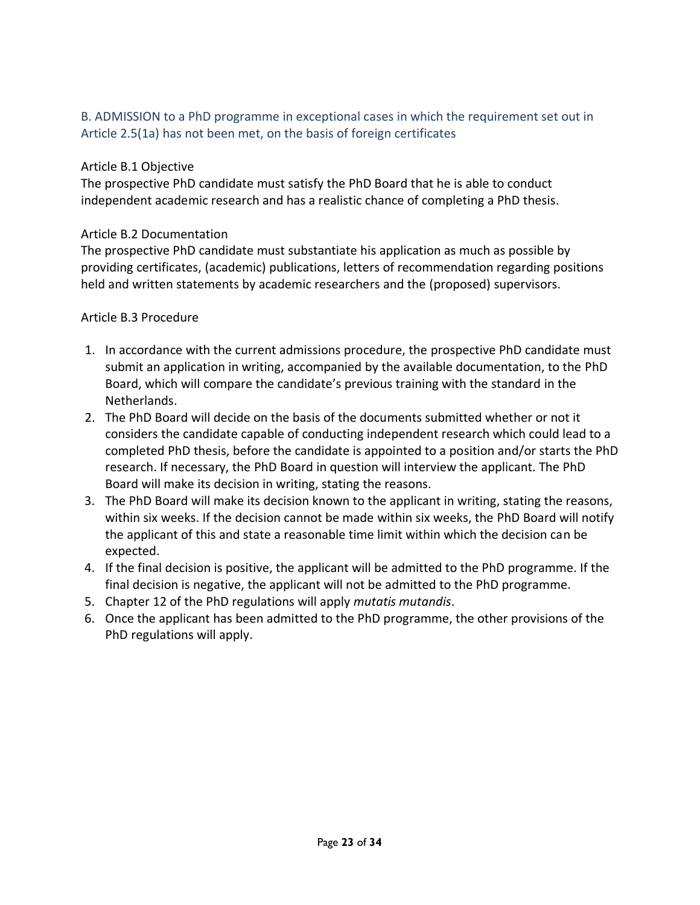## B. ADMISSION to a PhD programme in exceptional cases in which the requirement set out in Article 2.5(1a) has not been met, on the basis of foreign certificates

### Article B.1 Objective

The prospective PhD candidate must satisfy the PhD Board that he is able to conduct independent academic research and has a realistic chance of completing a PhD thesis.

### Article B.2 Documentation

The prospective PhD candidate must substantiate his application as much as possible by providing certificates, (academic) publications, letters of recommendation regarding positions held and written statements by academic researchers and the (proposed) supervisors.

### Article B.3 Procedure

1. In accordance with the current admissions procedure, the prospective PhD candidate must submit an application in writing, accompanied by the available documentation, to the PhD Board, which will compare the candidate's previous training with the standard in the Netherlands.
2. The PhD Board will decide on the basis of the documents submitted whether or not it considers the candidate capable of conducting independent research which could lead to a completed PhD thesis, before the candidate is appointed to a position and/or starts the PhD research. If necessary, the PhD Board in question will interview the applicant. The PhD Board will make its decision in writing, stating the reasons.
3. The PhD Board will make its decision known to the applicant in writing, stating the reasons, within six weeks. If the decision cannot be made within six weeks, the PhD Board will notify the applicant of this and state a reasonable time limit within which the decision can be expected.
4. If the final decision is positive, the applicant will be admitted to the PhD programme. If the final decision is negative, the applicant will not be admitted to the PhD programme.
5. Chapter 12 of the PhD regulations will apply *mutatis mutandis*.
6. Once the applicant has been admitted to the PhD programme, the other provisions of the PhD regulations will apply.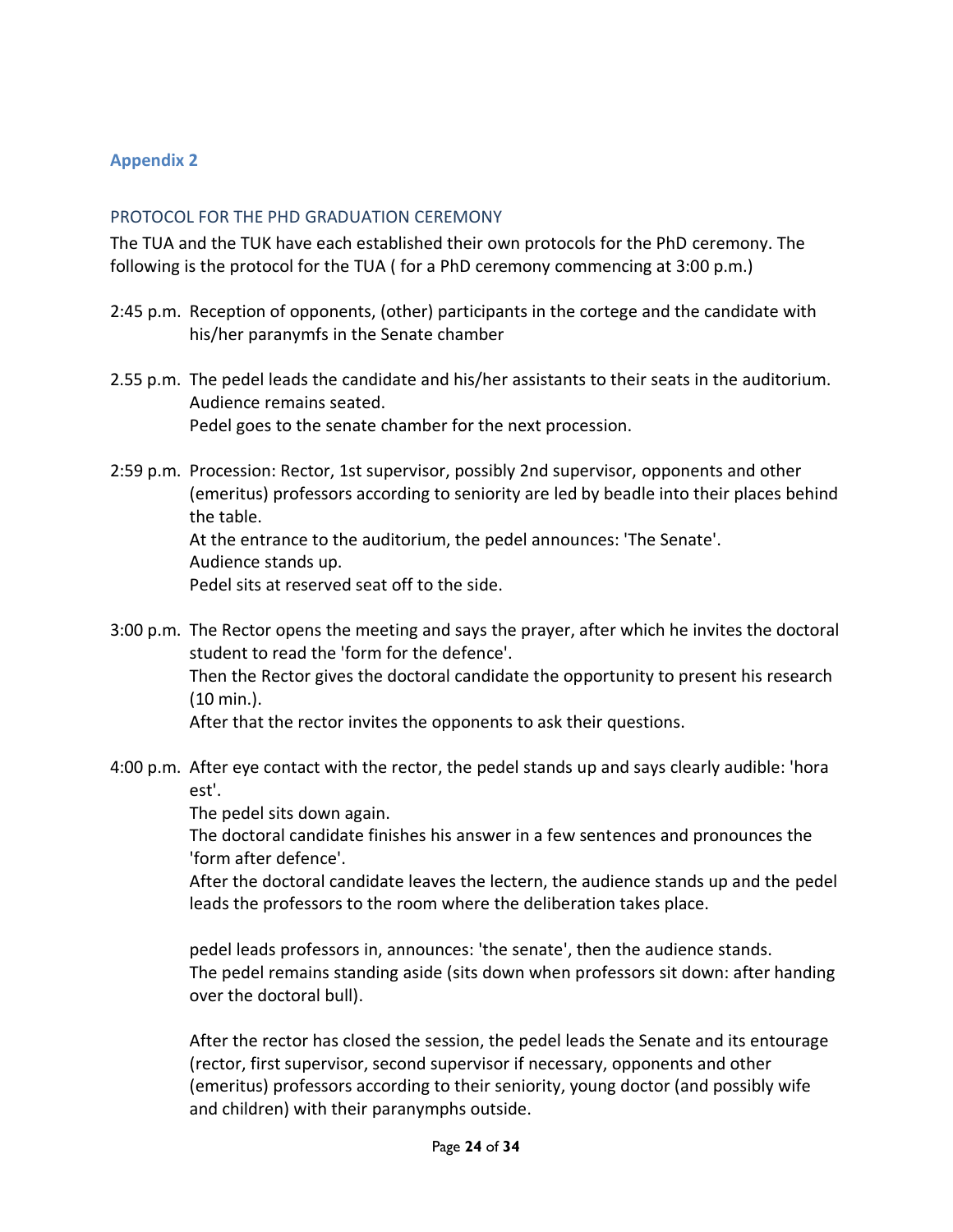## Appendix 2

### PROTOCOL FOR THE PHD GRADUATION CEREMONY

The TUA and the TUK have each established their own protocols for the PhD ceremony. The following is the protocol for the TUA ( for a PhD ceremony commencing at 3:00 p.m.)

2:45 p.m. Reception of opponents, (other) participants in the cortege and the candidate with his/her paranymfs in the Senate chamber

2.55 p.m. The pedel leads the candidate and his/her assistants to their seats in the auditorium.
Audience remains seated.
Pedel goes to the senate chamber for the next procession.

2:59 p.m. Procession: Rector, 1st supervisor, possibly 2nd supervisor, opponents and other (emeritus) professors according to seniority are led by beadle into their places behind the table.
At the entrance to the auditorium, the pedel announces: 'The Senate'.
Audience stands up.
Pedel sits at reserved seat off to the side.

3:00 p.m. The Rector opens the meeting and says the prayer, after which he invites the doctoral student to read the 'form for the defence'.
Then the Rector gives the doctoral candidate the opportunity to present his research (10 min.).
After that the rector invites the opponents to ask their questions.

4:00 p.m. After eye contact with the rector, the pedel stands up and says clearly audible: 'hora est'.
The pedel sits down again.
The doctoral candidate finishes his answer in a few sentences and pronounces the 'form after defence'.
After the doctoral candidate leaves the lectern, the audience stands up and the pedel leads the professors to the room where the deliberation takes place.

pedel leads professors in, announces: 'the senate', then the audience stands.
The pedel remains standing aside (sits down when professors sit down: after handing over the doctoral bull).

After the rector has closed the session, the pedel leads the Senate and its entourage (rector, first supervisor, second supervisor if necessary, opponents and other (emeritus) professors according to their seniority, young doctor (and possibly wife and children) with their paranymphs outside.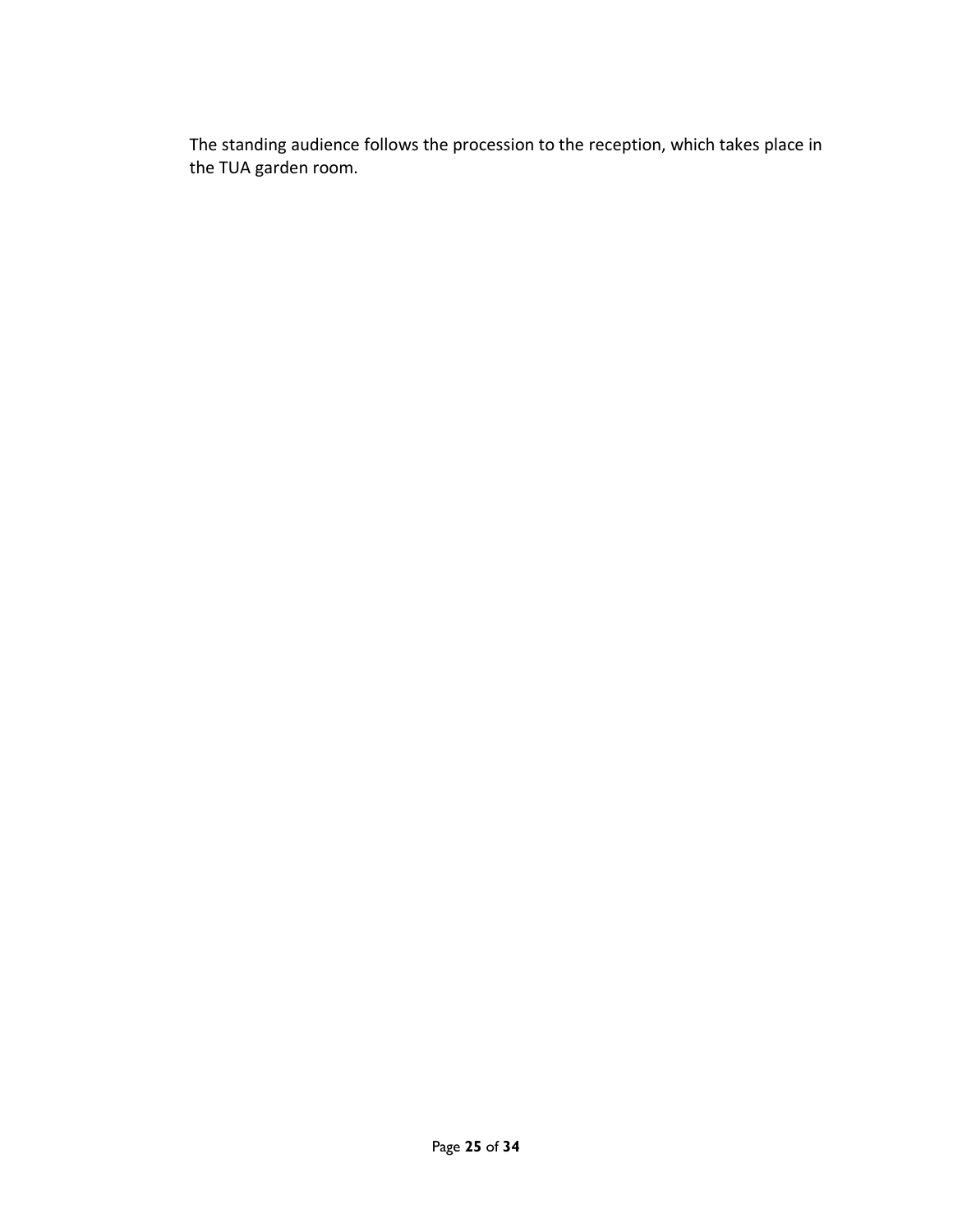The standing audience follows the procession to the reception, which takes place in the TUA garden room.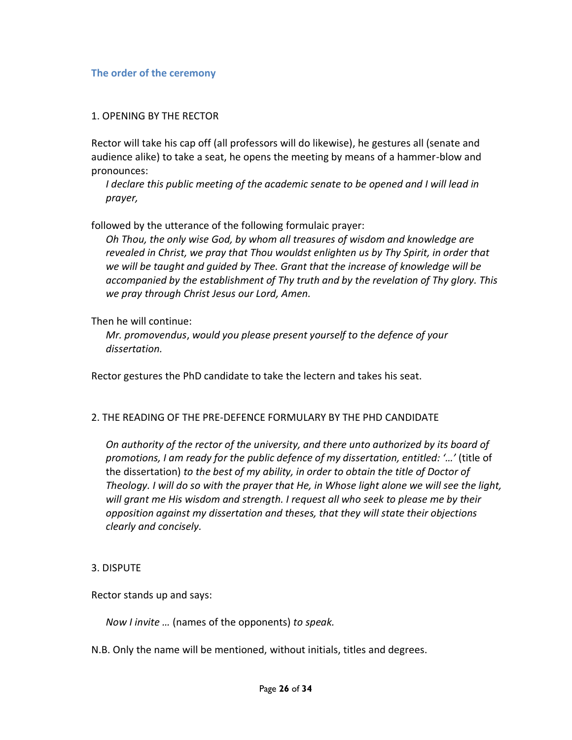## The order of the ceremony

1. OPENING BY THE RECTOR

Rector will take his cap off (all professors will do likewise), he gestures all (senate and audience alike) to take a seat, he opens the meeting by means of a hammer-blow and pronounces:

> *I declare this public meeting of the academic senate to be opened and I will lead in prayer,*

followed by the utterance of the following formulaic prayer:

> *Oh Thou, the only wise God, by whom all treasures of wisdom and knowledge are revealed in Christ, we pray that Thou wouldst enlighten us by Thy Spirit, in order that we will be taught and guided by Thee. Grant that the increase of knowledge will be accompanied by the establishment of Thy truth and by the revelation of Thy glory. This we pray through Christ Jesus our Lord, Amen.*

Then he will continue:

> *Mr. promovendus*, *would you please present yourself to the defence of your dissertation.*

Rector gestures the PhD candidate to take the lectern and takes his seat.

2. THE READING OF THE PRE-DEFENCE FORMULARY BY THE PHD CANDIDATE

> *On authority of the rector of the university, and there unto authorized by its board of promotions, I am ready for the public defence of my dissertation, entitled: '…'* (title of the dissertation) *to the best of my ability, in order to obtain the title of Doctor of Theology. I will do so with the prayer that He, in Whose light alone we will see the light, will grant me His wisdom and strength. I request all who seek to please me by their opposition against my dissertation and theses, that they will state their objections clearly and concisely.*

3. DISPUTE

Rector stands up and says:

> *Now I invite …* (names of the opponents) *to speak.*

N.B. Only the name will be mentioned, without initials, titles and degrees.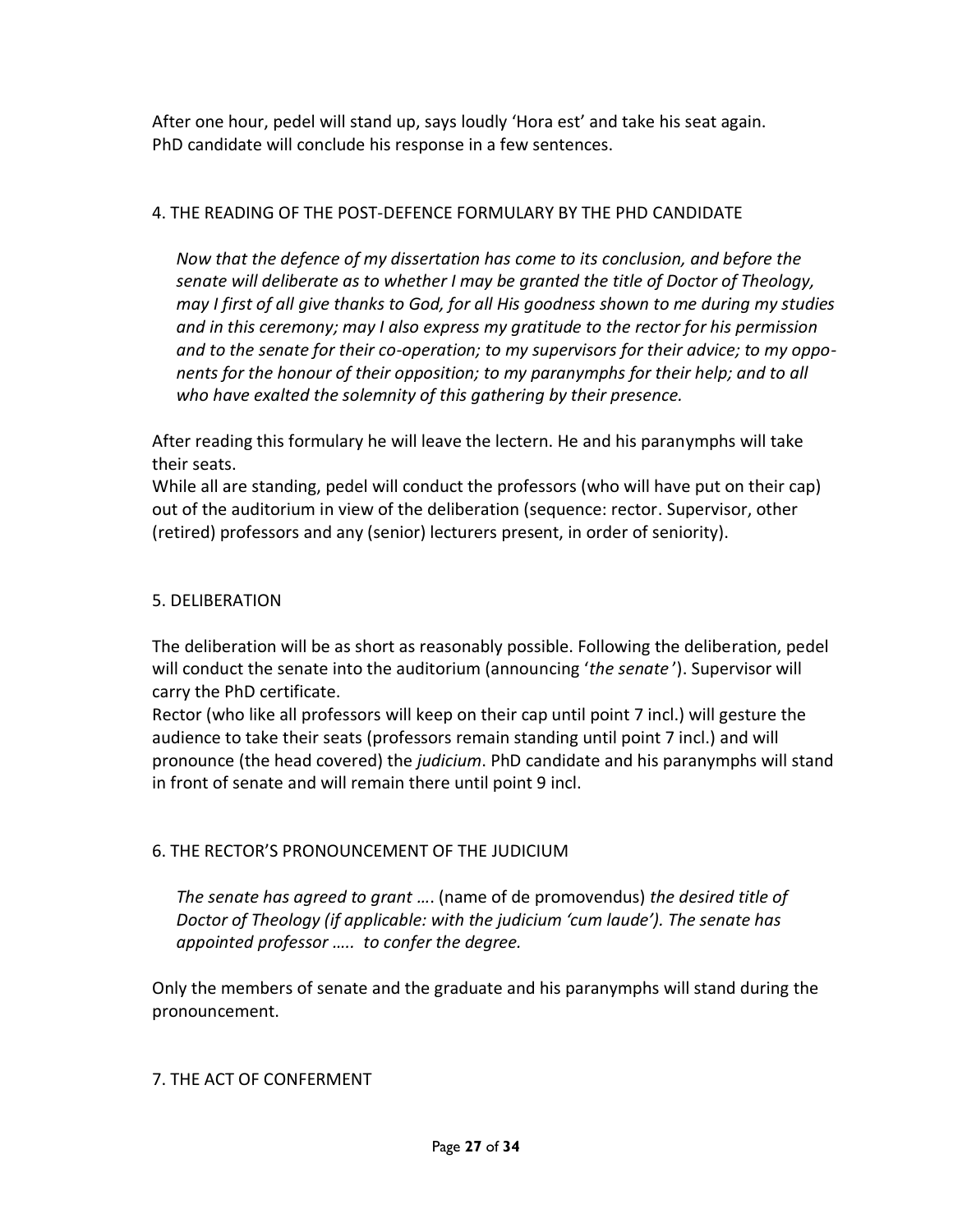After one hour, pedel will stand up, says loudly 'Hora est' and take his seat again.
PhD candidate will conclude his response in a few sentences.

## 4. THE READING OF THE POST-DEFENCE FORMULARY BY THE PHD CANDIDATE

> *Now that the defence of my dissertation has come to its conclusion, and before the senate will deliberate as to whether I may be granted the title of Doctor of Theology, may I first of all give thanks to God, for all His goodness shown to me during my studies and in this ceremony; may I also express my gratitude to the rector for his permission and to the senate for their co-operation; to my supervisors for their advice; to my opponents for the honour of their opposition; to my paranymphs for their help; and to all who have exalted the solemnity of this gathering by their presence.*

After reading this formulary he will leave the lectern. He and his paranymphs will take their seats.
While all are standing, pedel will conduct the professors (who will have put on their cap) out of the auditorium in view of the deliberation (sequence: rector. Supervisor, other (retired) professors and any (senior) lecturers present, in order of seniority).

## 5. DELIBERATION

The deliberation will be as short as reasonably possible. Following the deliberation, pedel will conduct the senate into the auditorium (announcing '*the senate*'). Supervisor will carry the PhD certificate.
Rector (who like all professors will keep on their cap until point 7 incl.) will gesture the audience to take their seats (professors remain standing until point 7 incl.) and will pronounce (the head covered) the *judicium*. PhD candidate and his paranymphs will stand in front of senate and will remain there until point 9 incl.

## 6. THE RECTOR'S PRONOUNCEMENT OF THE JUDICIUM

> *The senate has agreed to grant ….* (name of de promovendus) *the desired title of Doctor of Theology (if applicable: with the judicium 'cum laude'). The senate has appointed professor ….. to confer the degree.*

Only the members of senate and the graduate and his paranymphs will stand during the pronouncement.

## 7. THE ACT OF CONFERMENT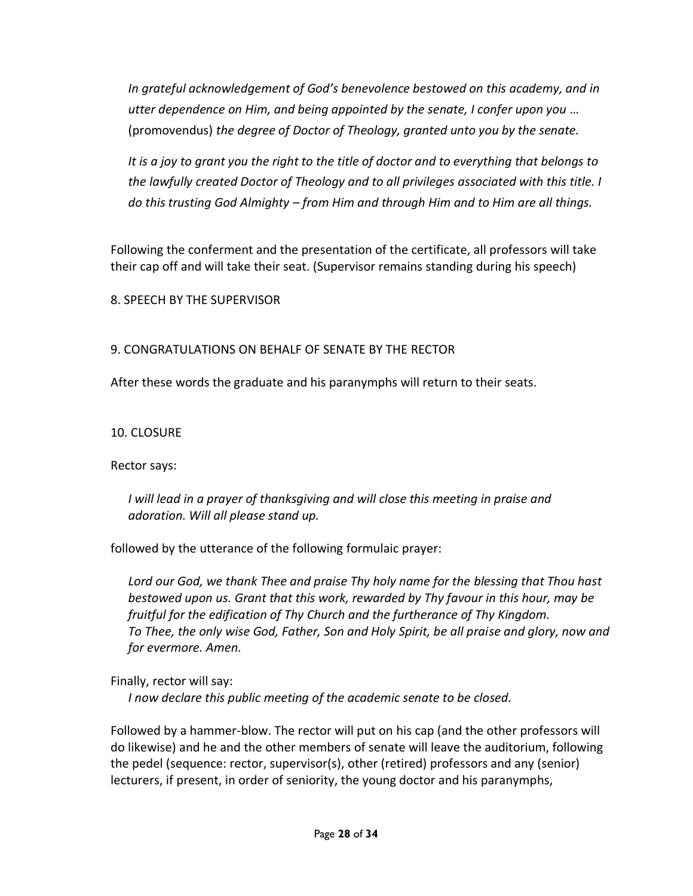*In grateful acknowledgement of God's benevolence bestowed on this academy, and in utter dependence on Him, and being appointed by the senate, I confer upon you …* (promovendus) *the degree of Doctor of Theology, granted unto you by the senate.*

*It is a joy to grant you the right to the title of doctor and to everything that belongs to the lawfully created Doctor of Theology and to all privileges associated with this title. I do this trusting God Almighty – from Him and through Him and to Him are all things.*

Following the conferment and the presentation of the certificate, all professors will take their cap off and will take their seat. (Supervisor remains standing during his speech)

8. SPEECH BY THE SUPERVISOR

9. CONGRATULATIONS ON BEHALF OF SENATE BY THE RECTOR

After these words the graduate and his paranymphs will return to their seats.

10. CLOSURE

Rector says:

*I will lead in a prayer of thanksgiving and will close this meeting in praise and adoration. Will all please stand up.*

followed by the utterance of the following formulaic prayer:

*Lord our God, we thank Thee and praise Thy holy name for the blessing that Thou hast bestowed upon us. Grant that this work, rewarded by Thy favour in this hour, may be fruitful for the edification of Thy Church and the furtherance of Thy Kingdom. To Thee, the only wise God, Father, Son and Holy Spirit, be all praise and glory, now and for evermore. Amen.*

Finally, rector will say:

*I now declare this public meeting of the academic senate to be closed.*

Followed by a hammer-blow. The rector will put on his cap (and the other professors will do likewise) and he and the other members of senate will leave the auditorium, following the pedel (sequence: rector, supervisor(s), other (retired) professors and any (senior) lecturers, if present, in order of seniority, the young doctor and his paranymphs,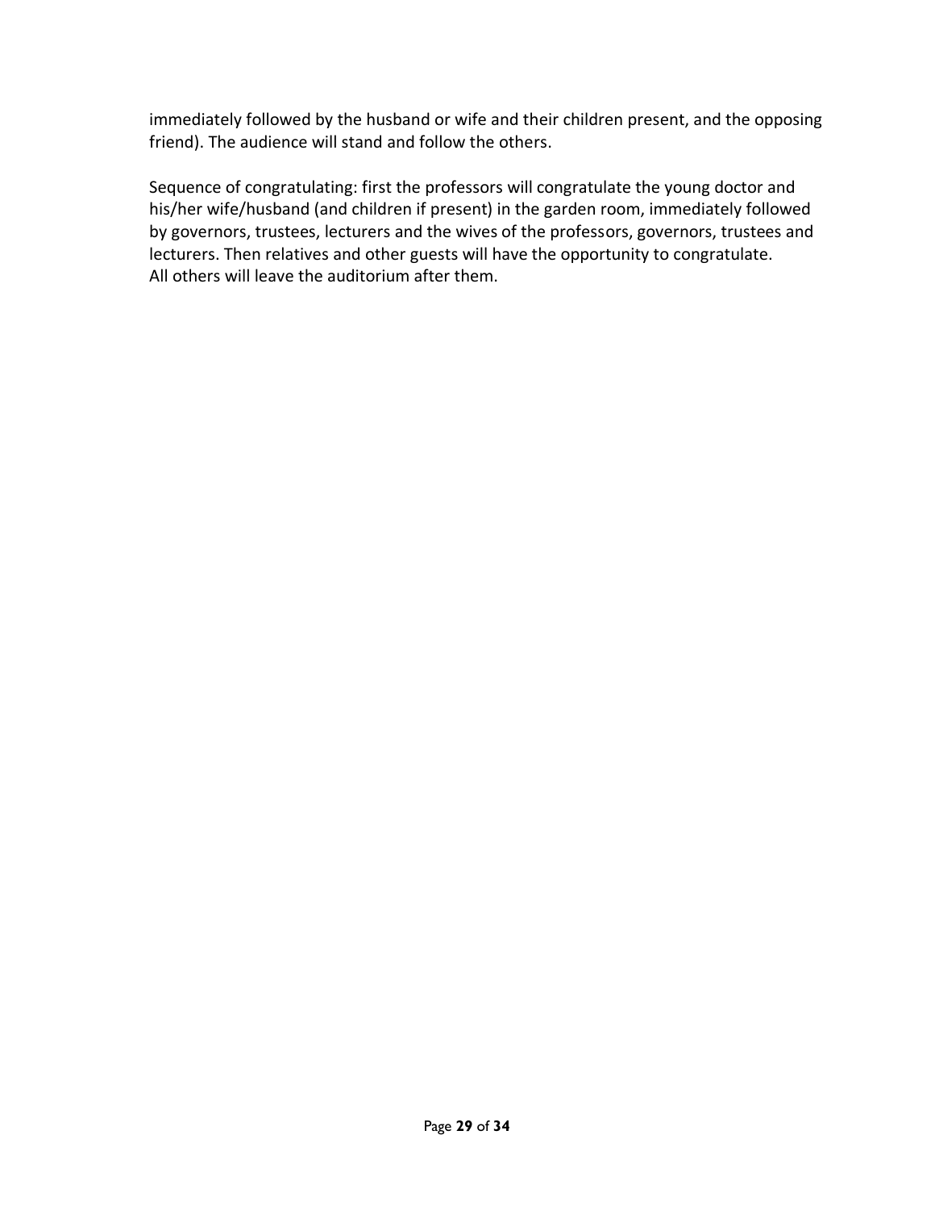immediately followed by the husband or wife and their children present, and the opposing friend). The audience will stand and follow the others.

Sequence of congratulating: first the professors will congratulate the young doctor and his/her wife/husband (and children if present) in the garden room, immediately followed by governors, trustees, lecturers and the wives of the professors, governors, trustees and lecturers. Then relatives and other guests will have the opportunity to congratulate.
All others will leave the auditorium after them.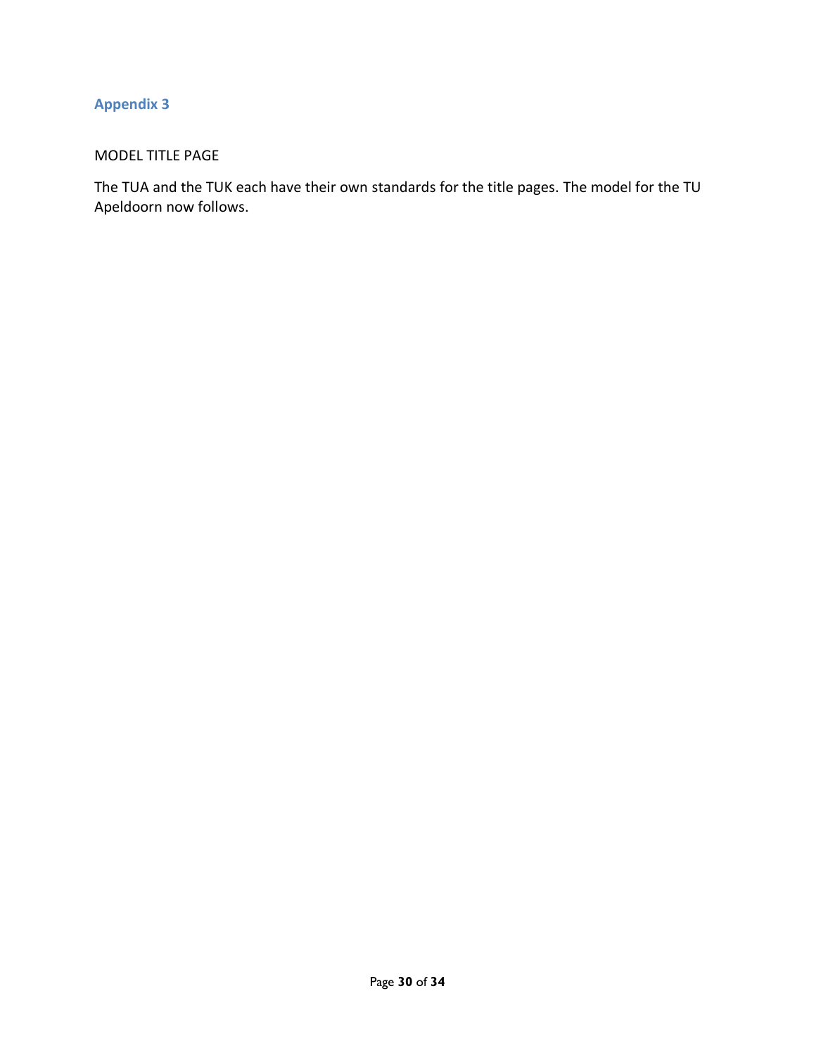## Appendix 3

MODEL TITLE PAGE

The TUA and the TUK each have their own standards for the title pages. The model for the TU Apeldoorn now follows.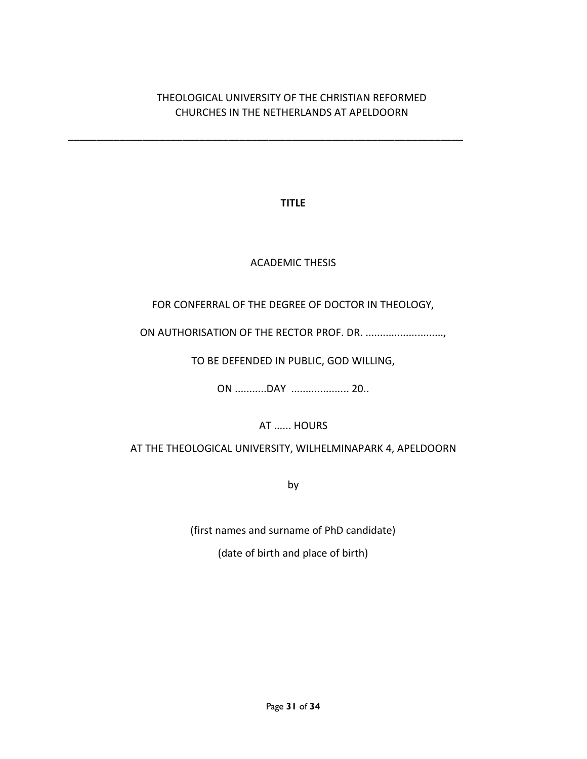THEOLOGICAL UNIVERSITY OF THE CHRISTIAN REFORMED CHURCHES IN THE NETHERLANDS AT APELDOORN

---

**TITLE**

ACADEMIC THESIS

FOR CONFERRAL OF THE DEGREE OF DOCTOR IN THEOLOGY,

ON AUTHORISATION OF THE RECTOR PROF. DR. ...........................,

TO BE DEFENDED IN PUBLIC, GOD WILLING,

ON ...........DAY .................... 20..

AT ...... HOURS

AT THE THEOLOGICAL UNIVERSITY, WILHELMINAPARK 4, APELDOORN

by

(first names and surname of PhD candidate)

(date of birth and place of birth)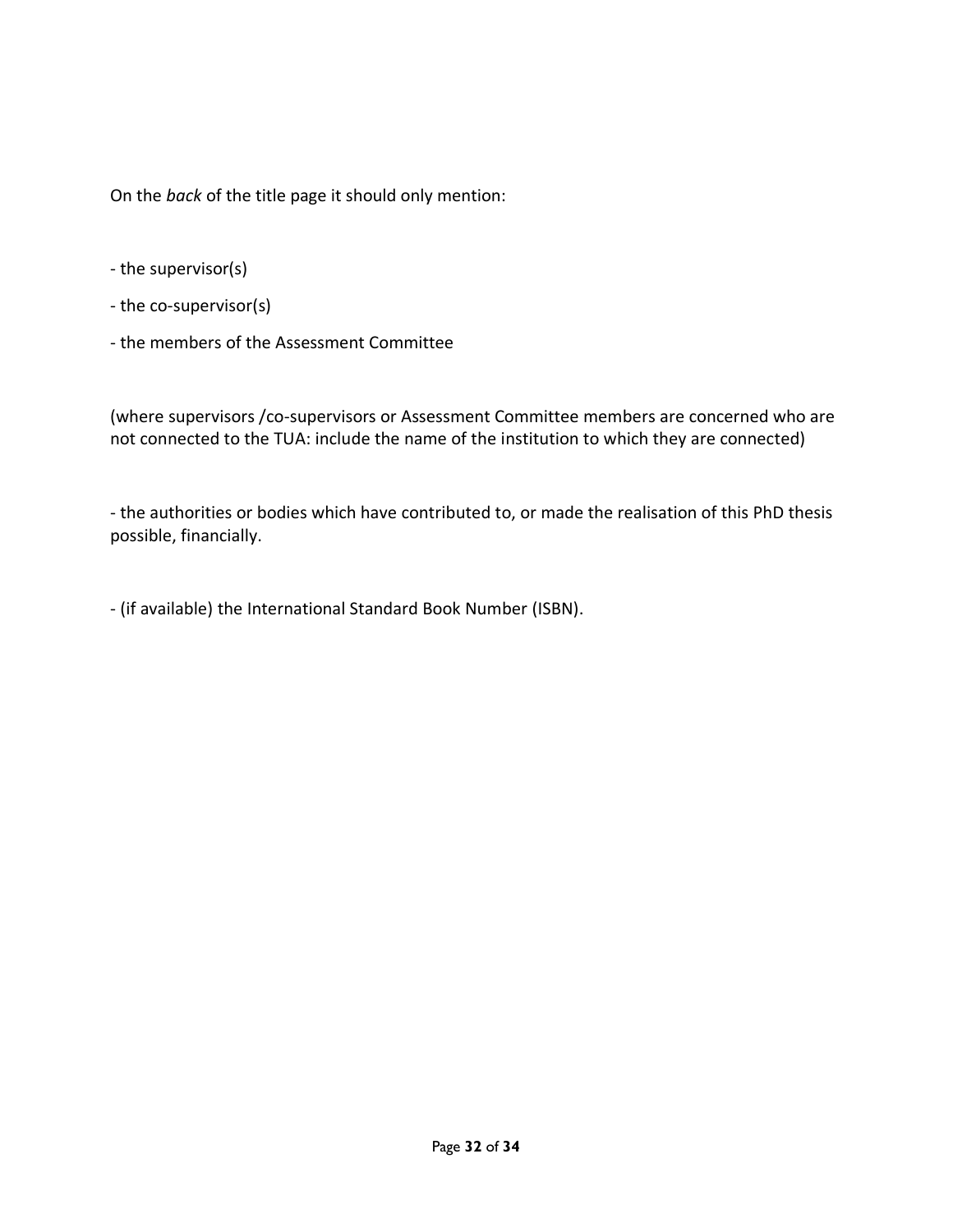On the *back* of the title page it should only mention:

- the supervisor(s)
- the co-supervisor(s)
- the members of the Assessment Committee

(where supervisors /co-supervisors or Assessment Committee members are concerned who are not connected to the TUA: include the name of the institution to which they are connected)

- the authorities or bodies which have contributed to, or made the realisation of this PhD thesis possible, financially.

- (if available) the International Standard Book Number (ISBN).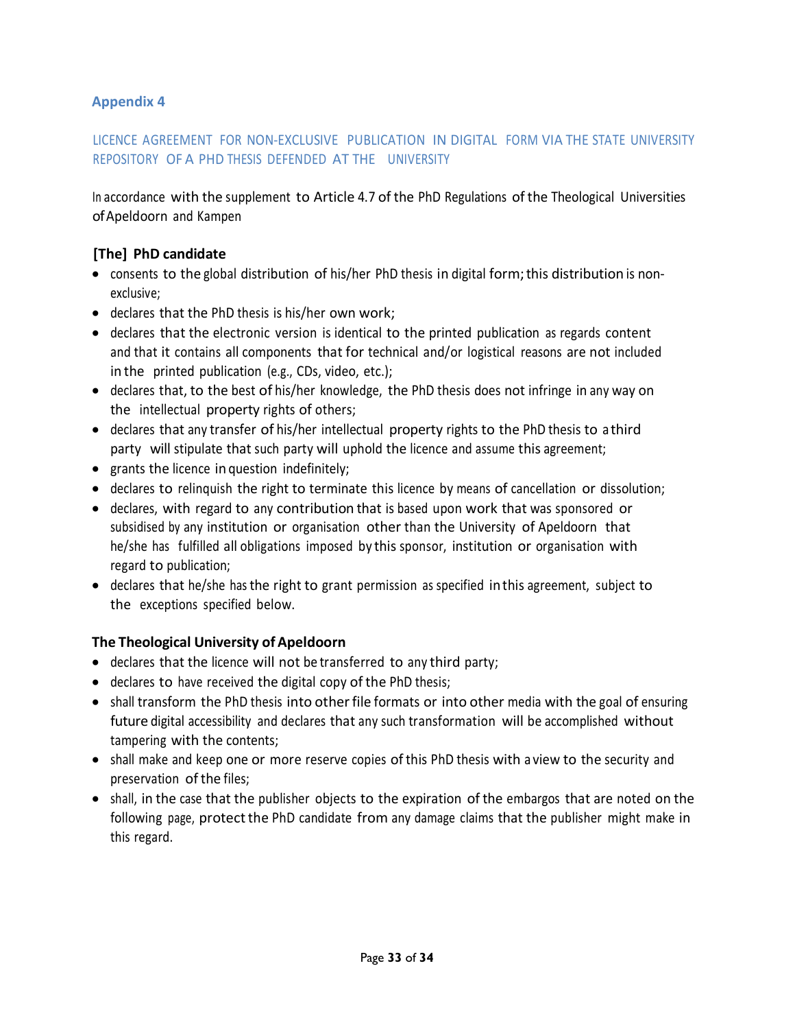## Appendix 4

### LICENCE AGREEMENT FOR NON-EXCLUSIVE PUBLICATION IN DIGITAL FORM VIA THE STATE UNIVERSITY REPOSITORY OF A PHD THESIS DEFENDED AT THE UNIVERSITY

In accordance with the supplement to Article 4.7 of the PhD Regulations of the Theological Universities of Apeldoorn and Kampen

**[The] PhD candidate**

- consents to the global distribution of his/her PhD thesis in digital form; this distribution is non-exclusive;
- declares that the PhD thesis is his/her own work;
- declares that the electronic version is identical to the printed publication as regards content and that it contains all components that for technical and/or logistical reasons are not included in the printed publication (e.g., CDs, video, etc.);
- declares that, to the best of his/her knowledge, the PhD thesis does not infringe in any way on the intellectual property rights of others;
- declares that any transfer of his/her intellectual property rights to the PhD thesis to a third party will stipulate that such party will uphold the licence and assume this agreement;
- grants the licence in question indefinitely;
- declares to relinquish the right to terminate this licence by means of cancellation or dissolution;
- declares, with regard to any contribution that is based upon work that was sponsored or subsidised by any institution or organisation other than the University of Apeldoorn that he/she has fulfilled all obligations imposed by this sponsor, institution or organisation with regard to publication;
- declares that he/she has the right to grant permission as specified in this agreement, subject to the exceptions specified below.

**The Theological University of Apeldoorn**

- declares that the licence will not be transferred to any third party;
- declares to have received the digital copy of the PhD thesis;
- shall transform the PhD thesis into other file formats or into other media with the goal of ensuring future digital accessibility and declares that any such transformation will be accomplished without tampering with the contents;
- shall make and keep one or more reserve copies of this PhD thesis with a view to the security and preservation of the files;
- shall, in the case that the publisher objects to the expiration of the embargos that are noted on the following page, protect the PhD candidate from any damage claims that the publisher might make in this regard.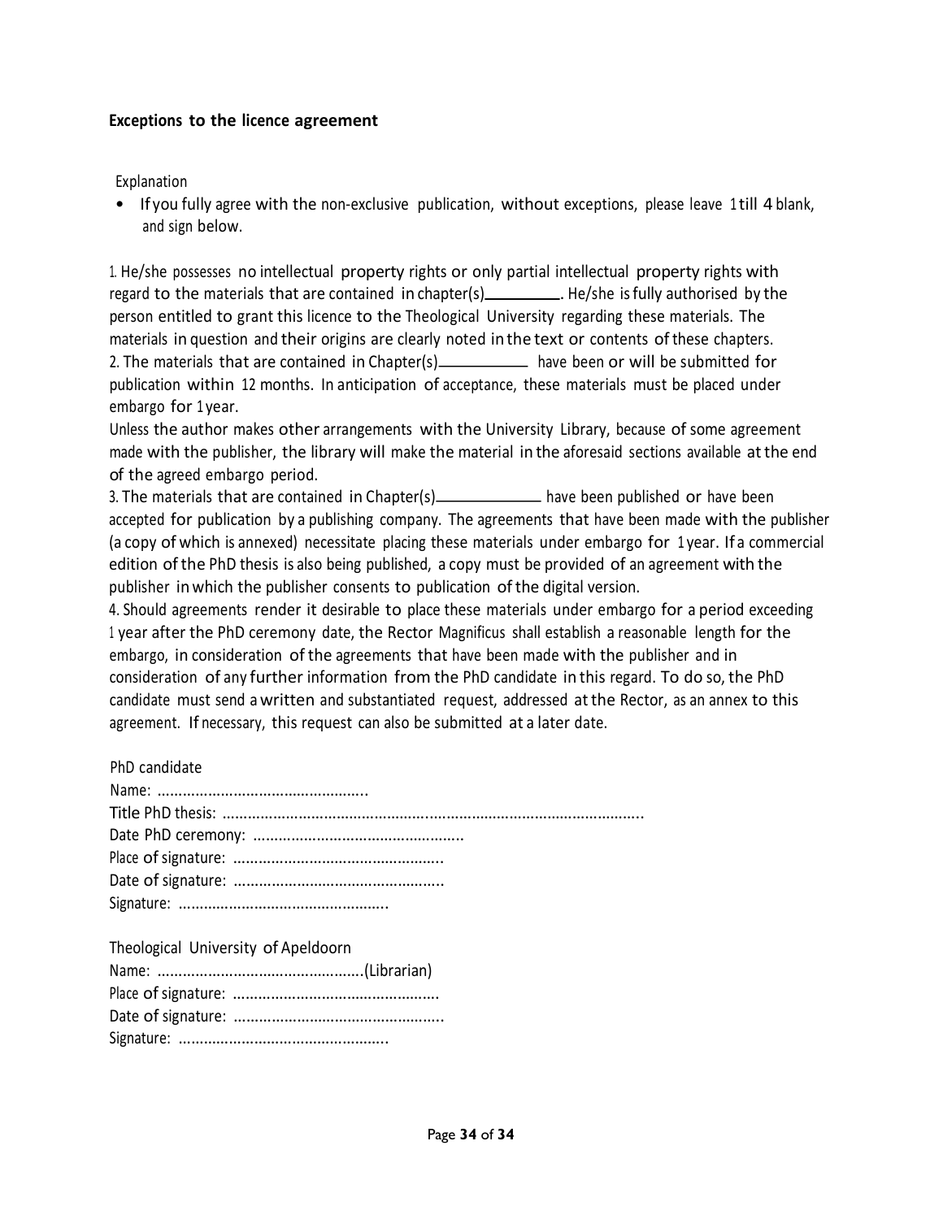**Exceptions to the licence agreement**

Explanation

- If you fully agree with the non-exclusive publication, without exceptions, please leave 1 till 4 blank, and sign below.

1. He/she possesses no intellectual property rights or only partial intellectual property rights with regard to the materials that are contained in chapter(s)__________. He/she is fully authorised by the person entitled to grant this licence to the Theological University regarding these materials. The materials in question and their origins are clearly noted in the text or contents of these chapters.
2. The materials that are contained in Chapter(s)____________ have been or will be submitted for publication within 12 months. In anticipation of acceptance, these materials must be placed under embargo for 1 year.
Unless the author makes other arrangements with the University Library, because of some agreement made with the publisher, the library will make the material in the aforesaid sections available at the end of the agreed embargo period.
3. The materials that are contained in Chapter(s)______________ have been published or have been accepted for publication by a publishing company. The agreements that have been made with the publisher (a copy of which is annexed) necessitate placing these materials under embargo for 1 year. If a commercial edition of the PhD thesis is also being published, a copy must be provided of an agreement with the publisher in which the publisher consents to publication of the digital version.
4. Should agreements render it desirable to place these materials under embargo for a period exceeding 1 year after the PhD ceremony date, the Rector Magnificus shall establish a reasonable length for the embargo, in consideration of the agreements that have been made with the publisher and in consideration of any further information from the PhD candidate in this regard. To do so, the PhD candidate must send a written and substantiated request, addressed at the Rector, as an annex to this agreement. If necessary, this request can also be submitted at a later date.

PhD candidate
Name: ..................................................
Title PhD thesis: ..................................................................................................
Date PhD ceremony: ..................................................
Place of signature: ..................................................
Date of signature: ..................................................
Signature: ..................................................

Theological University of Apeldoorn
Name: ..................................................(Librarian)
Place of signature: ..................................................
Date of signature: ..................................................
Signature: ..................................................